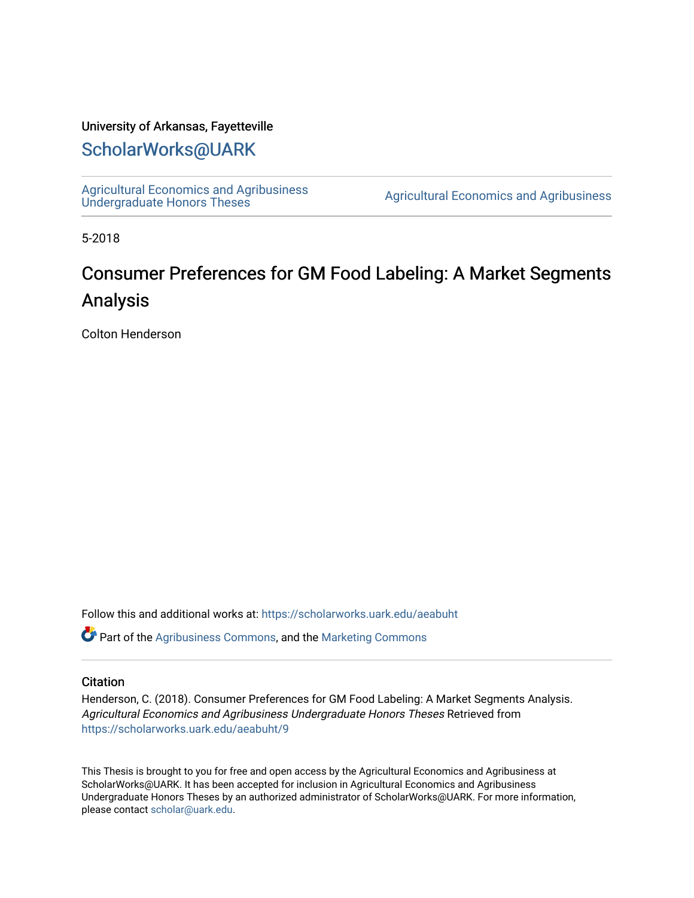University of Arkansas, Fayetteville

## ScholarWorks@UARK

Agricultural Economics and Agribusiness Undergraduate Honors Theses

Agricultural Economics and Agribusiness

5-2018

# Consumer Preferences for GM Food Labeling: A Market Segments Analysis

Colton Henderson

Follow this and additional works at: https://scholarworks.uark.edu/aeabuht

Part of the Agribusiness Commons, and the Marketing Commons

### Citation

Henderson, C. (2018). Consumer Preferences for GM Food Labeling: A Market Segments Analysis. *Agricultural Economics and Agribusiness Undergraduate Honors Theses* Retrieved from https://scholarworks.uark.edu/aeabuht/9

This Thesis is brought to you for free and open access by the Agricultural Economics and Agribusiness at ScholarWorks@UARK. It has been accepted for inclusion in Agricultural Economics and Agribusiness Undergraduate Honors Theses by an authorized administrator of ScholarWorks@UARK. For more information, please contact scholar@uark.edu.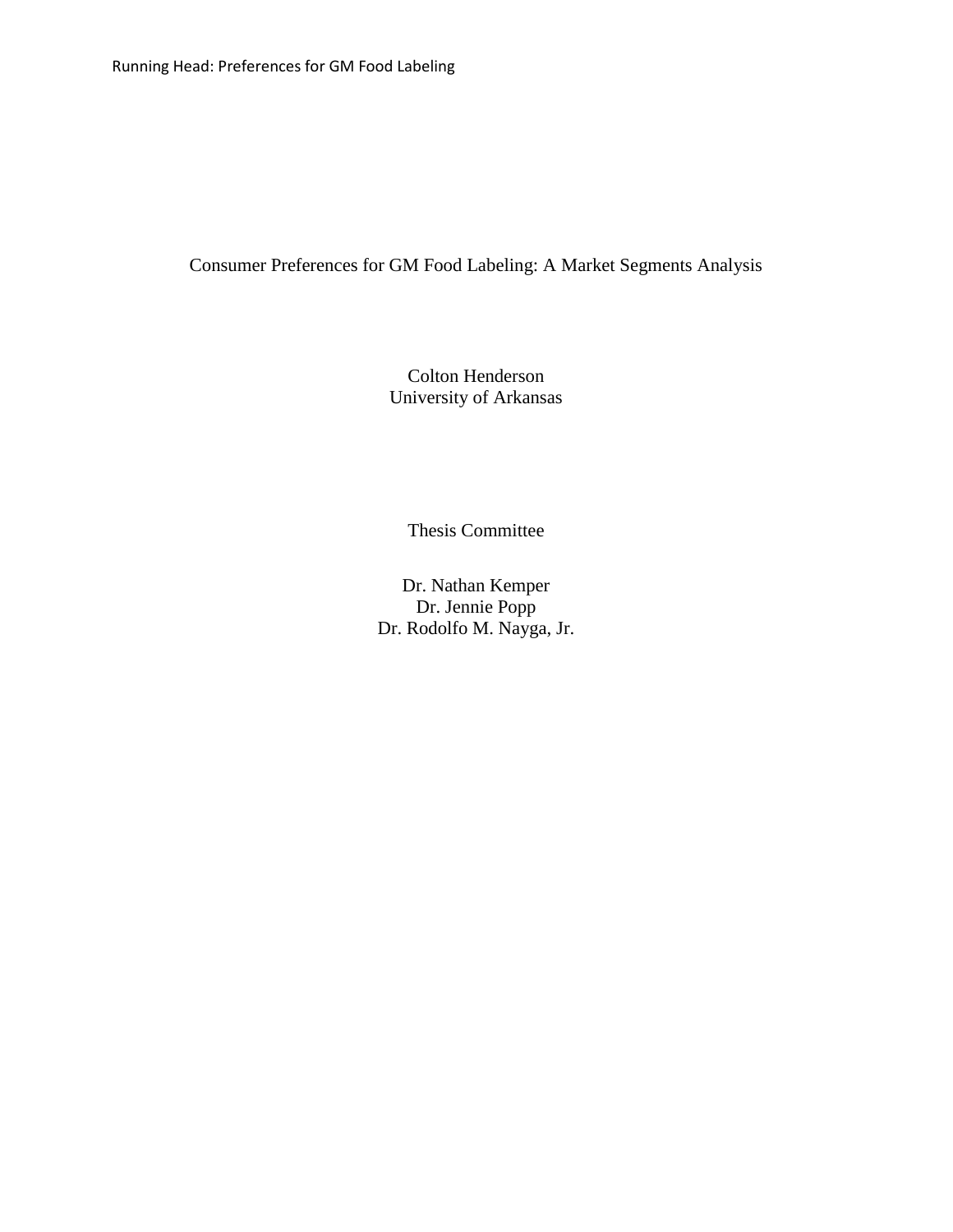# Consumer Preferences for GM Food Labeling: A Market Segments Analysis

Colton Henderson
University of Arkansas

Thesis Committee

Dr. Nathan Kemper
Dr. Jennie Popp
Dr. Rodolfo M. Nayga, Jr.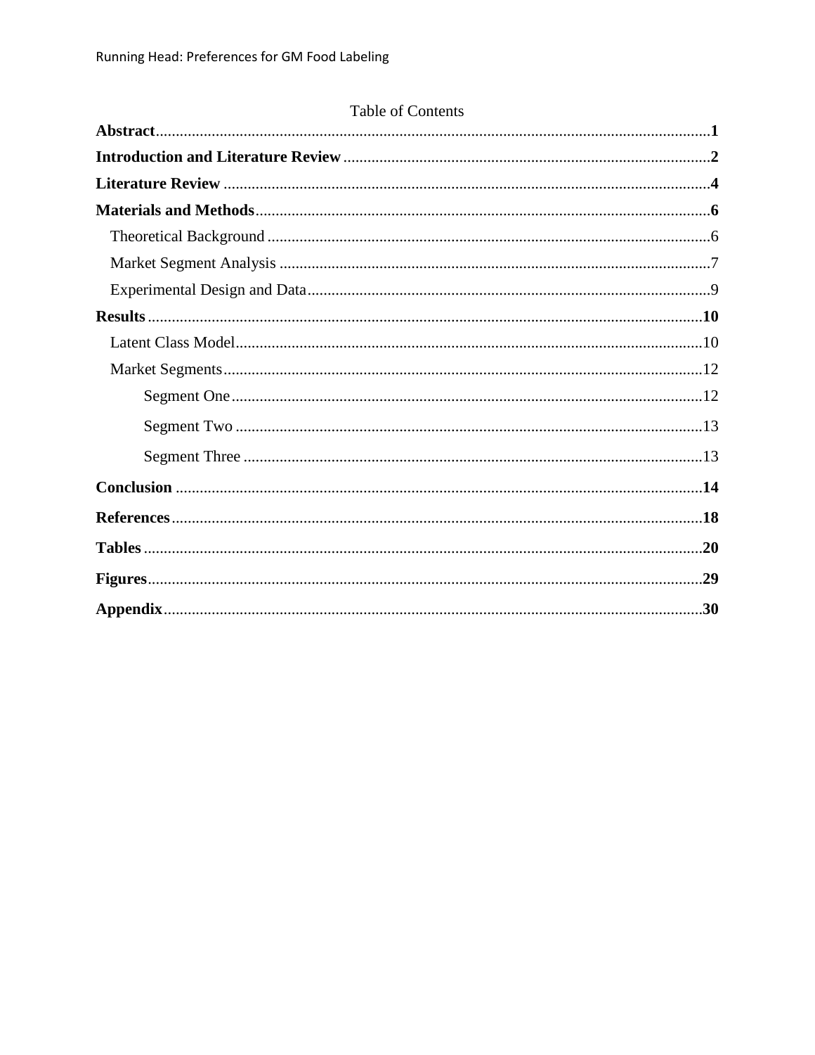Table of Contents

**Abstract**..........1

**Introduction and Literature Review**..........2

**Literature Review**..........4

**Materials and Methods**..........6

- Theoretical Background..........6
- Market Segment Analysis..........7
- Experimental Design and Data..........9

**Results**..........10

- Latent Class Model..........10
- Market Segments..........12
  - Segment One..........12
  - Segment Two..........13
  - Segment Three..........13

**Conclusion**..........14

**References**..........18

**Tables**..........20

**Figures**..........29

**Appendix**..........30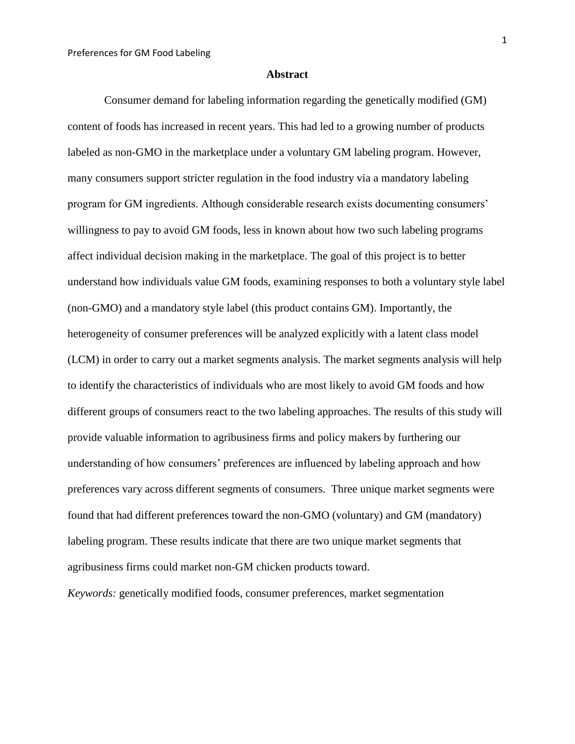## Abstract

Consumer demand for labeling information regarding the genetically modified (GM) content of foods has increased in recent years. This had led to a growing number of products labeled as non-GMO in the marketplace under a voluntary GM labeling program. However, many consumers support stricter regulation in the food industry via a mandatory labeling program for GM ingredients. Although considerable research exists documenting consumers' willingness to pay to avoid GM foods, less in known about how two such labeling programs affect individual decision making in the marketplace. The goal of this project is to better understand how individuals value GM foods, examining responses to both a voluntary style label (non-GMO) and a mandatory style label (this product contains GM). Importantly, the heterogeneity of consumer preferences will be analyzed explicitly with a latent class model (LCM) in order to carry out a market segments analysis. The market segments analysis will help to identify the characteristics of individuals who are most likely to avoid GM foods and how different groups of consumers react to the two labeling approaches. The results of this study will provide valuable information to agribusiness firms and policy makers by furthering our understanding of how consumers' preferences are influenced by labeling approach and how preferences vary across different segments of consumers. Three unique market segments were found that had different preferences toward the non-GMO (voluntary) and GM (mandatory) labeling program. These results indicate that there are two unique market segments that agribusiness firms could market non-GM chicken products toward.

*Keywords:* genetically modified foods, consumer preferences, market segmentation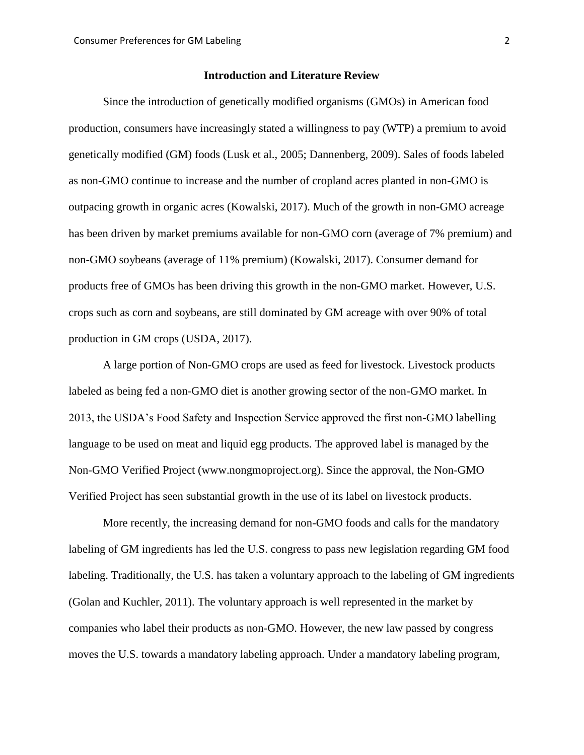## Introduction and Literature Review

Since the introduction of genetically modified organisms (GMOs) in American food production, consumers have increasingly stated a willingness to pay (WTP) a premium to avoid genetically modified (GM) foods (Lusk et al., 2005; Dannenberg, 2009). Sales of foods labeled as non-GMO continue to increase and the number of cropland acres planted in non-GMO is outpacing growth in organic acres (Kowalski, 2017). Much of the growth in non-GMO acreage has been driven by market premiums available for non-GMO corn (average of 7% premium) and non-GMO soybeans (average of 11% premium) (Kowalski, 2017). Consumer demand for products free of GMOs has been driving this growth in the non-GMO market. However, U.S. crops such as corn and soybeans, are still dominated by GM acreage with over 90% of total production in GM crops (USDA, 2017).

A large portion of Non-GMO crops are used as feed for livestock. Livestock products labeled as being fed a non-GMO diet is another growing sector of the non-GMO market. In 2013, the USDA's Food Safety and Inspection Service approved the first non-GMO labelling language to be used on meat and liquid egg products. The approved label is managed by the Non-GMO Verified Project (www.nongmoproject.org). Since the approval, the Non-GMO Verified Project has seen substantial growth in the use of its label on livestock products.

More recently, the increasing demand for non-GMO foods and calls for the mandatory labeling of GM ingredients has led the U.S. congress to pass new legislation regarding GM food labeling. Traditionally, the U.S. has taken a voluntary approach to the labeling of GM ingredients (Golan and Kuchler, 2011). The voluntary approach is well represented in the market by companies who label their products as non-GMO. However, the new law passed by congress moves the U.S. towards a mandatory labeling approach. Under a mandatory labeling program,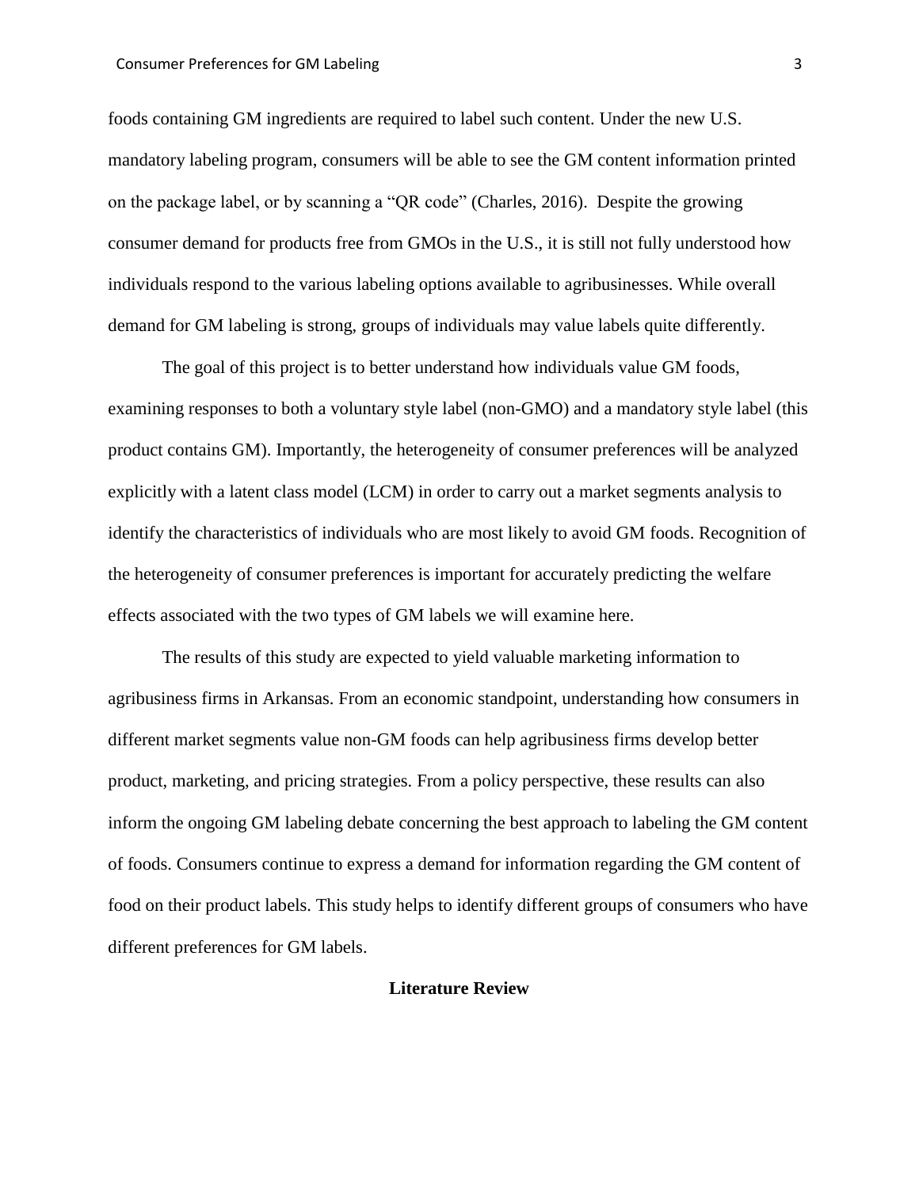foods containing GM ingredients are required to label such content. Under the new U.S. mandatory labeling program, consumers will be able to see the GM content information printed on the package label, or by scanning a "QR code" (Charles, 2016). Despite the growing consumer demand for products free from GMOs in the U.S., it is still not fully understood how individuals respond to the various labeling options available to agribusinesses. While overall demand for GM labeling is strong, groups of individuals may value labels quite differently.

The goal of this project is to better understand how individuals value GM foods, examining responses to both a voluntary style label (non-GMO) and a mandatory style label (this product contains GM). Importantly, the heterogeneity of consumer preferences will be analyzed explicitly with a latent class model (LCM) in order to carry out a market segments analysis to identify the characteristics of individuals who are most likely to avoid GM foods. Recognition of the heterogeneity of consumer preferences is important for accurately predicting the welfare effects associated with the two types of GM labels we will examine here.

The results of this study are expected to yield valuable marketing information to agribusiness firms in Arkansas. From an economic standpoint, understanding how consumers in different market segments value non-GM foods can help agribusiness firms develop better product, marketing, and pricing strategies. From a policy perspective, these results can also inform the ongoing GM labeling debate concerning the best approach to labeling the GM content of foods. Consumers continue to express a demand for information regarding the GM content of food on their product labels. This study helps to identify different groups of consumers who have different preferences for GM labels.

## Literature Review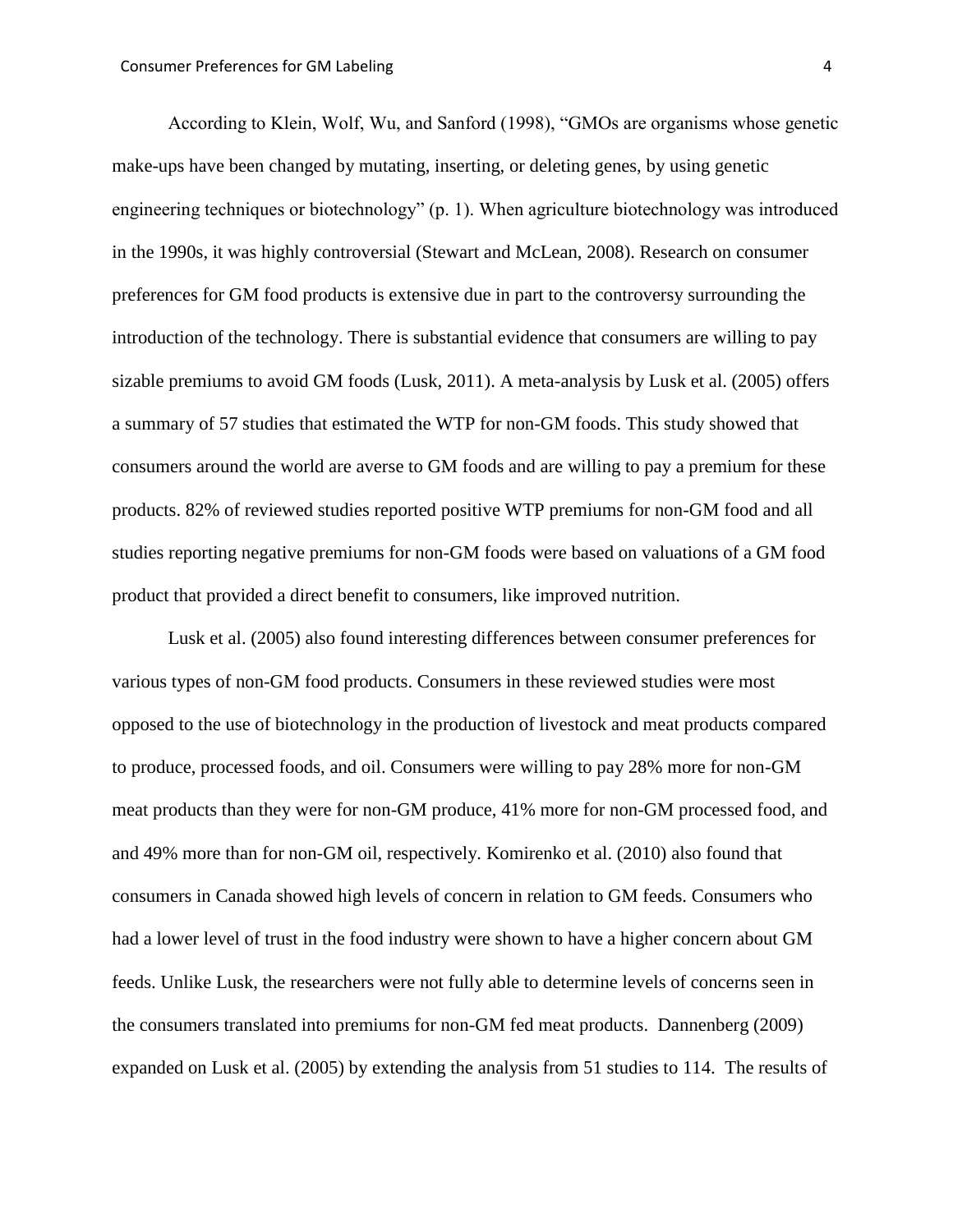According to Klein, Wolf, Wu, and Sanford (1998), "GMOs are organisms whose genetic make-ups have been changed by mutating, inserting, or deleting genes, by using genetic engineering techniques or biotechnology" (p. 1). When agriculture biotechnology was introduced in the 1990s, it was highly controversial (Stewart and McLean, 2008). Research on consumer preferences for GM food products is extensive due in part to the controversy surrounding the introduction of the technology. There is substantial evidence that consumers are willing to pay sizable premiums to avoid GM foods (Lusk, 2011). A meta-analysis by Lusk et al. (2005) offers a summary of 57 studies that estimated the WTP for non-GM foods. This study showed that consumers around the world are averse to GM foods and are willing to pay a premium for these products. 82% of reviewed studies reported positive WTP premiums for non-GM food and all studies reporting negative premiums for non-GM foods were based on valuations of a GM food product that provided a direct benefit to consumers, like improved nutrition.

Lusk et al. (2005) also found interesting differences between consumer preferences for various types of non-GM food products. Consumers in these reviewed studies were most opposed to the use of biotechnology in the production of livestock and meat products compared to produce, processed foods, and oil. Consumers were willing to pay 28% more for non-GM meat products than they were for non-GM produce, 41% more for non-GM processed food, and and 49% more than for non-GM oil, respectively. Komirenko et al. (2010) also found that consumers in Canada showed high levels of concern in relation to GM feeds. Consumers who had a lower level of trust in the food industry were shown to have a higher concern about GM feeds. Unlike Lusk, the researchers were not fully able to determine levels of concerns seen in the consumers translated into premiums for non-GM fed meat products. Dannenberg (2009) expanded on Lusk et al. (2005) by extending the analysis from 51 studies to 114. The results of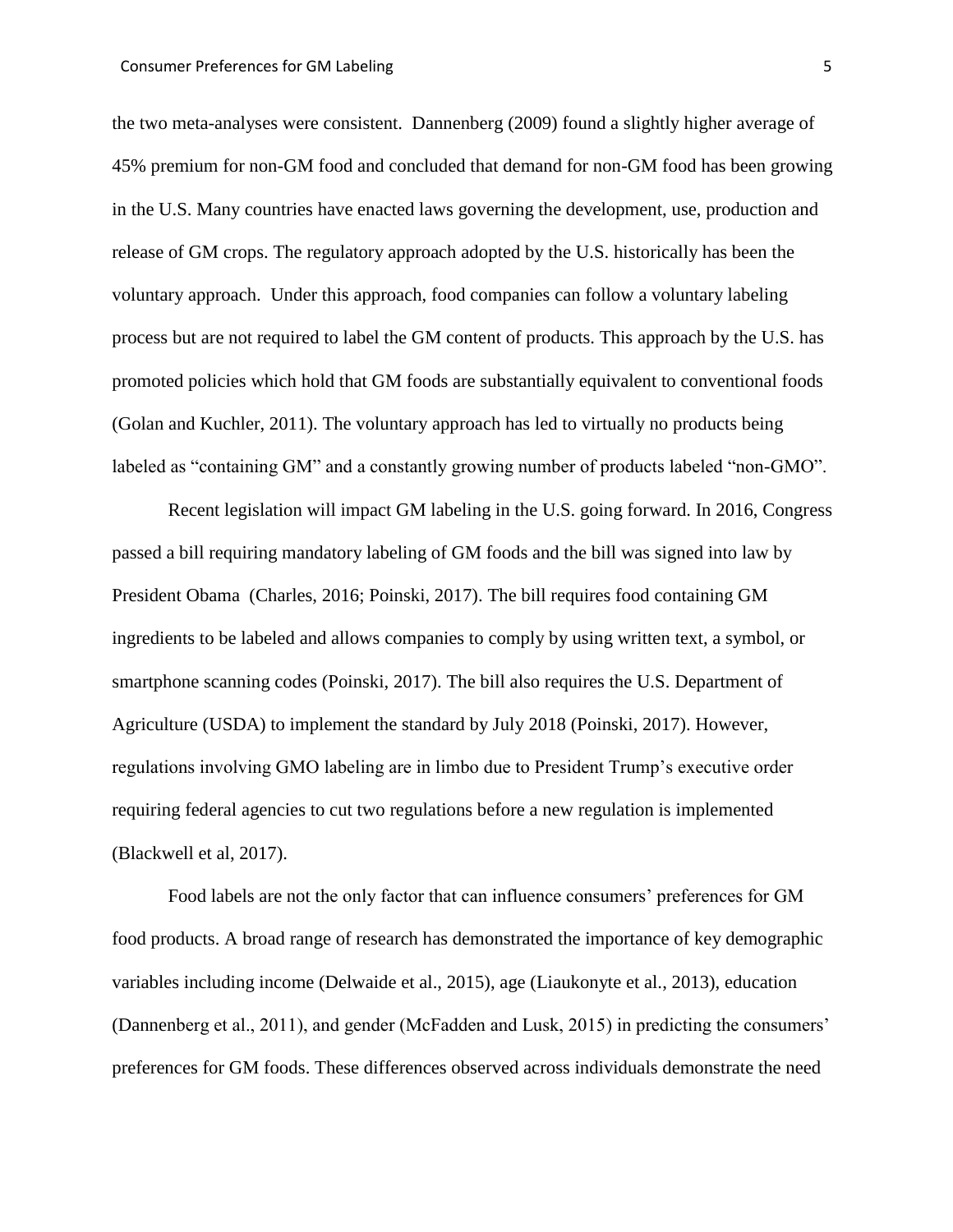the two meta-analyses were consistent. Dannenberg (2009) found a slightly higher average of 45% premium for non-GM food and concluded that demand for non-GM food has been growing in the U.S. Many countries have enacted laws governing the development, use, production and release of GM crops. The regulatory approach adopted by the U.S. historically has been the voluntary approach. Under this approach, food companies can follow a voluntary labeling process but are not required to label the GM content of products. This approach by the U.S. has promoted policies which hold that GM foods are substantially equivalent to conventional foods (Golan and Kuchler, 2011). The voluntary approach has led to virtually no products being labeled as "containing GM" and a constantly growing number of products labeled "non-GMO".

Recent legislation will impact GM labeling in the U.S. going forward. In 2016, Congress passed a bill requiring mandatory labeling of GM foods and the bill was signed into law by President Obama (Charles, 2016; Poinski, 2017). The bill requires food containing GM ingredients to be labeled and allows companies to comply by using written text, a symbol, or smartphone scanning codes (Poinski, 2017). The bill also requires the U.S. Department of Agriculture (USDA) to implement the standard by July 2018 (Poinski, 2017). However, regulations involving GMO labeling are in limbo due to President Trump's executive order requiring federal agencies to cut two regulations before a new regulation is implemented (Blackwell et al, 2017).

Food labels are not the only factor that can influence consumers' preferences for GM food products. A broad range of research has demonstrated the importance of key demographic variables including income (Delwaide et al., 2015), age (Liaukonyte et al., 2013), education (Dannenberg et al., 2011), and gender (McFadden and Lusk, 2015) in predicting the consumers' preferences for GM foods. These differences observed across individuals demonstrate the need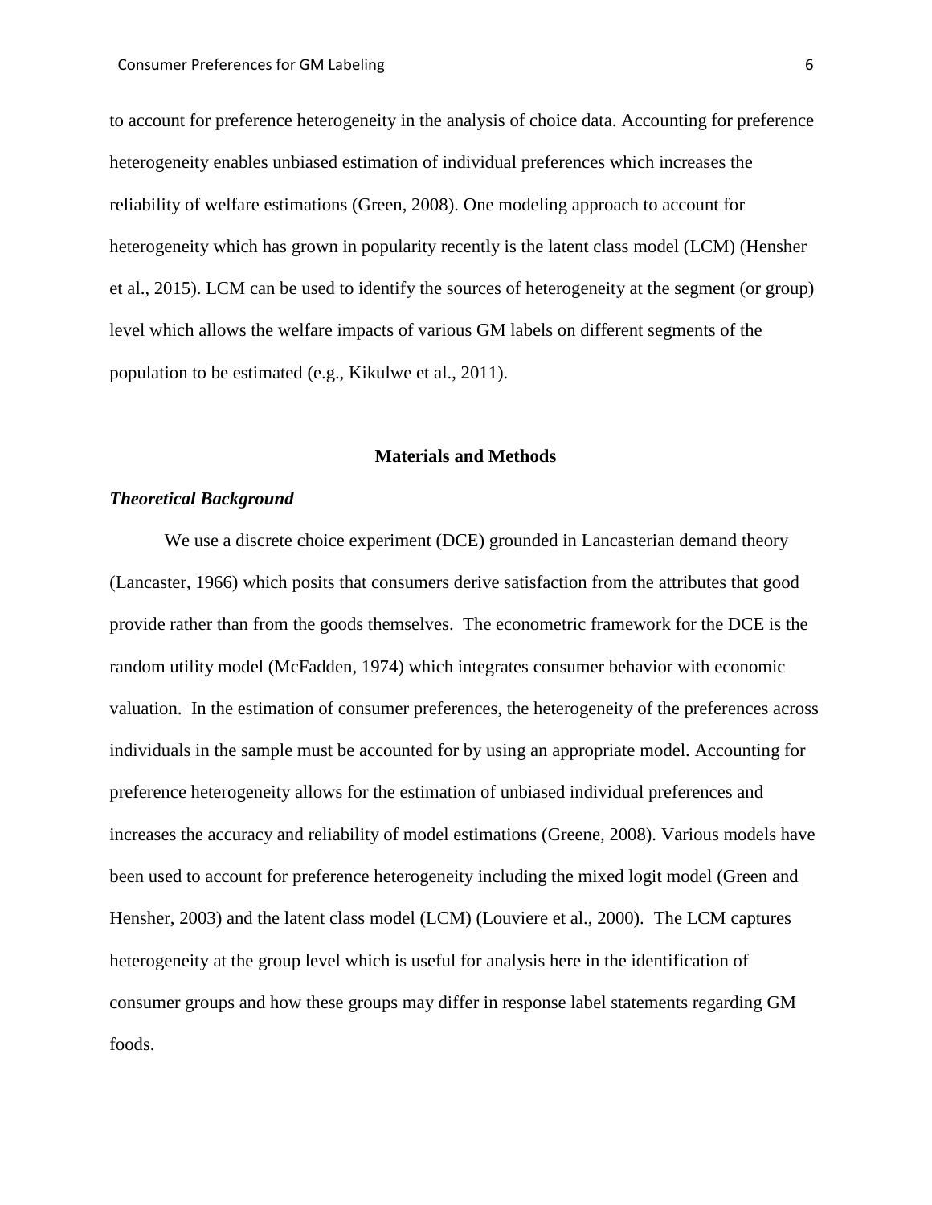to account for preference heterogeneity in the analysis of choice data. Accounting for preference heterogeneity enables unbiased estimation of individual preferences which increases the reliability of welfare estimations (Green, 2008). One modeling approach to account for heterogeneity which has grown in popularity recently is the latent class model (LCM) (Hensher et al., 2015). LCM can be used to identify the sources of heterogeneity at the segment (or group) level which allows the welfare impacts of various GM labels on different segments of the population to be estimated (e.g., Kikulwe et al., 2011).

## Materials and Methods

### *Theoretical Background*

We use a discrete choice experiment (DCE) grounded in Lancasterian demand theory (Lancaster, 1966) which posits that consumers derive satisfaction from the attributes that good provide rather than from the goods themselves. The econometric framework for the DCE is the random utility model (McFadden, 1974) which integrates consumer behavior with economic valuation. In the estimation of consumer preferences, the heterogeneity of the preferences across individuals in the sample must be accounted for by using an appropriate model. Accounting for preference heterogeneity allows for the estimation of unbiased individual preferences and increases the accuracy and reliability of model estimations (Greene, 2008). Various models have been used to account for preference heterogeneity including the mixed logit model (Green and Hensher, 2003) and the latent class model (LCM) (Louviere et al., 2000). The LCM captures heterogeneity at the group level which is useful for analysis here in the identification of consumer groups and how these groups may differ in response label statements regarding GM foods.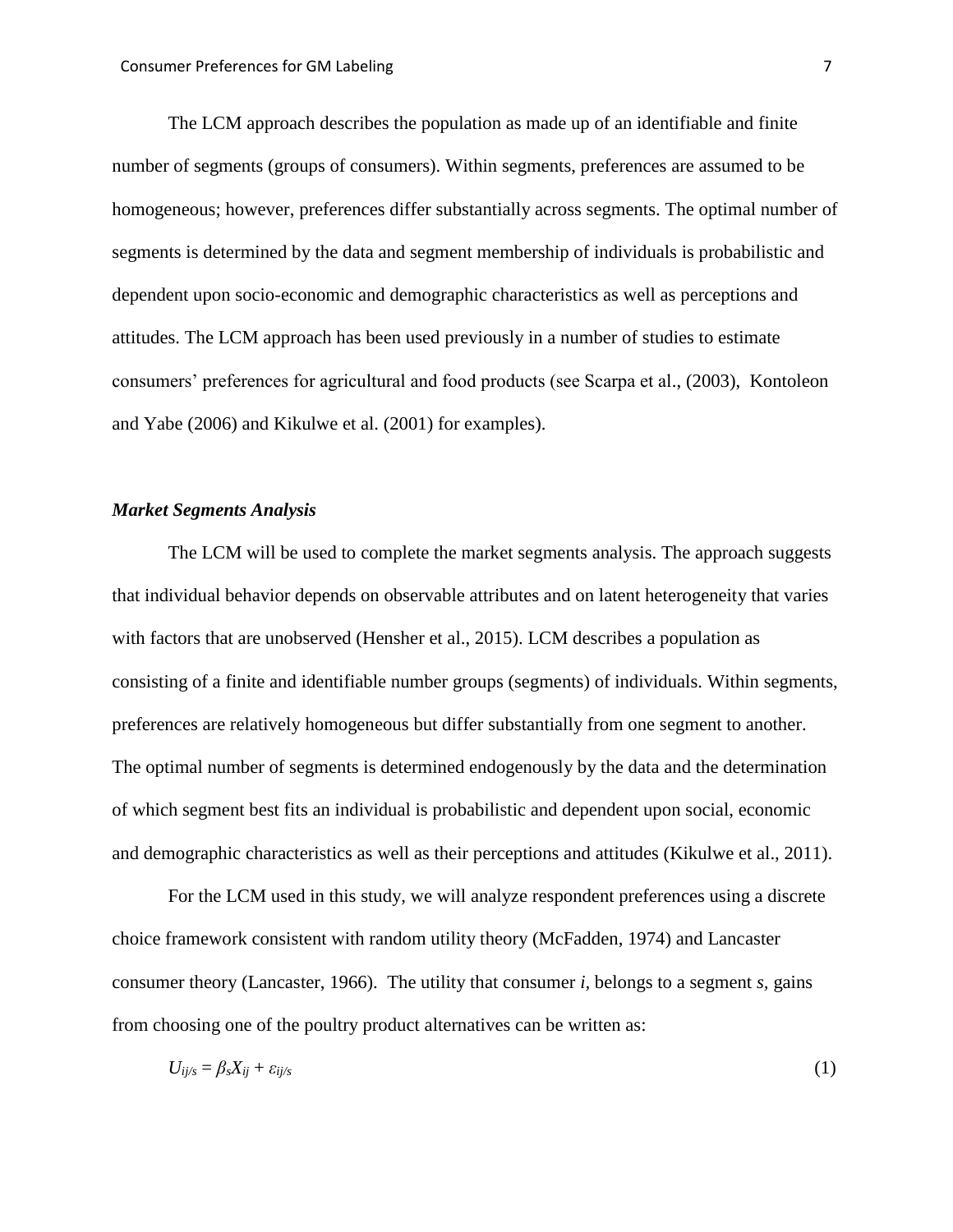The LCM approach describes the population as made up of an identifiable and finite number of segments (groups of consumers). Within segments, preferences are assumed to be homogeneous; however, preferences differ substantially across segments. The optimal number of segments is determined by the data and segment membership of individuals is probabilistic and dependent upon socio-economic and demographic characteristics as well as perceptions and attitudes. The LCM approach has been used previously in a number of studies to estimate consumers' preferences for agricultural and food products (see Scarpa et al., (2003), Kontoleon and Yabe (2006) and Kikulwe et al. (2001) for examples).

### *Market Segments Analysis*

The LCM will be used to complete the market segments analysis. The approach suggests that individual behavior depends on observable attributes and on latent heterogeneity that varies with factors that are unobserved (Hensher et al., 2015). LCM describes a population as consisting of a finite and identifiable number groups (segments) of individuals. Within segments, preferences are relatively homogeneous but differ substantially from one segment to another. The optimal number of segments is determined endogenously by the data and the determination of which segment best fits an individual is probabilistic and dependent upon social, economic and demographic characteristics as well as their perceptions and attitudes (Kikulwe et al., 2011).

For the LCM used in this study, we will analyze respondent preferences using a discrete choice framework consistent with random utility theory (McFadden, 1974) and Lancaster consumer theory (Lancaster, 1966). The utility that consumer $i$, belongs to a segment $s$, gains from choosing one of the poultry product alternatives can be written as:

$$U_{ij/s} = \beta_s X_{ij} + \varepsilon_{ij/s} \tag{1}$$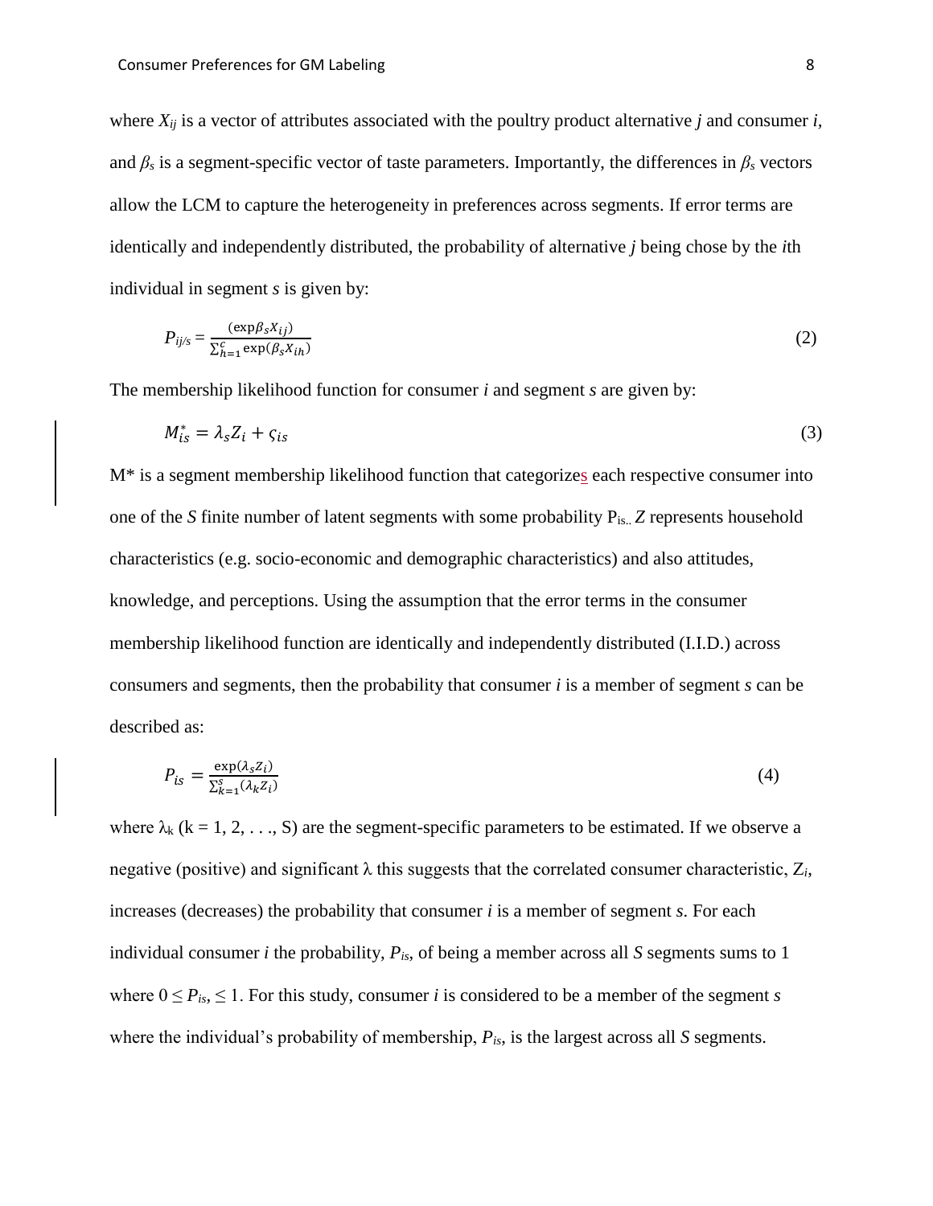where $X_{ij}$ is a vector of attributes associated with the poultry product alternative *j* and consumer *i*, and $\beta_s$ is a segment-specific vector of taste parameters. Importantly, the differences in $\beta_s$ vectors allow the LCM to capture the heterogeneity in preferences across segments. If error terms are identically and independently distributed, the probability of alternative *j* being chose by the *i*th individual in segment *s* is given by:

$$P_{ij/s} = \frac{(\exp \beta_s X_{ij})}{\sum_{h=1}^{c} \exp(\beta_s X_{ih})} \tag{2}$$

The membership likelihood function for consumer *i* and segment *s* are given by:

$$M_{is}^{*} = \lambda_s Z_i + \varsigma_{is} \tag{3}$$

M* is a segment membership likelihood function that categorizes each respective consumer into one of the *S* finite number of latent segments with some probability $P_{is}$. *Z* represents household characteristics (e.g. socio-economic and demographic characteristics) and also attitudes, knowledge, and perceptions. Using the assumption that the error terms in the consumer membership likelihood function are identically and independently distributed (I.I.D.) across consumers and segments, then the probability that consumer *i* is a member of segment *s* can be described as:

$$P_{is} = \frac{\exp(\lambda_s Z_i)}{\sum_{k=1}^{S} (\lambda_k Z_i)} \tag{4}$$

where $\lambda_k$ (k = 1, 2, . . ., S) are the segment-specific parameters to be estimated. If we observe a negative (positive) and significant λ this suggests that the correlated consumer characteristic, $Z_i$, increases (decreases) the probability that consumer *i* is a member of segment *s*. For each individual consumer *i* the probability, $P_{is}$, of being a member across all *S* segments sums to 1 where $0 \leq P_{is}, \leq 1$. For this study, consumer *i* is considered to be a member of the segment *s* where the individual's probability of membership, $P_{is}$, is the largest across all *S* segments.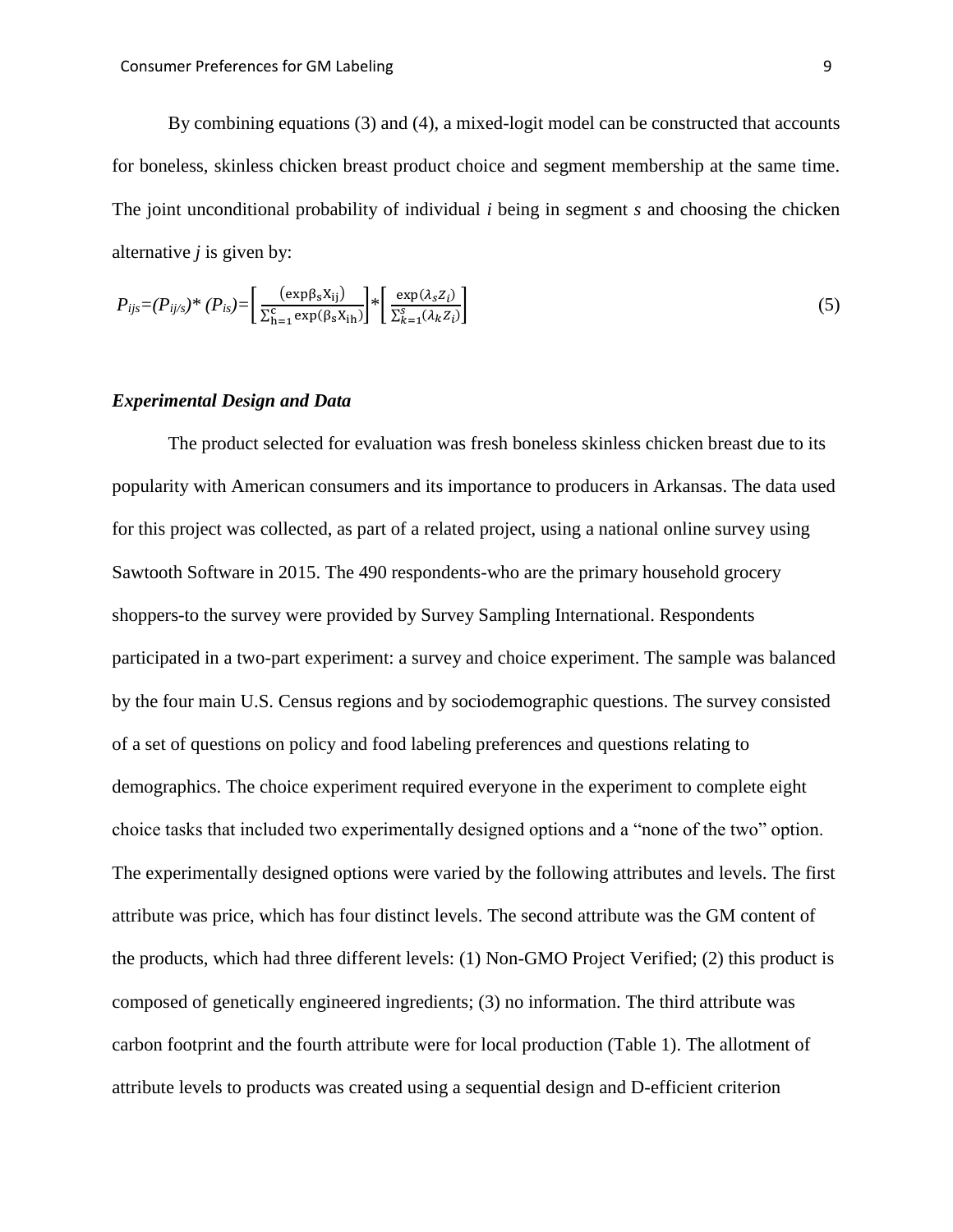By combining equations (3) and (4), a mixed-logit model can be constructed that accounts for boneless, skinless chicken breast product choice and segment membership at the same time. The joint unconditional probability of individual *i* being in segment *s* and choosing the chicken alternative *j* is given by:

$$P_{ijs}=(P_{ij/s})*(P_{is})=\left[\frac{(\exp\beta_s X_{ij})}{\sum_{h=1}^{c}\exp(\beta_s X_{ih})}\right]*\left[\frac{\exp(\lambda_s Z_i)}{\sum_{k=1}^{s}(\lambda_k Z_i)}\right] \tag{5}$$

### *Experimental Design and Data*

The product selected for evaluation was fresh boneless skinless chicken breast due to its popularity with American consumers and its importance to producers in Arkansas. The data used for this project was collected, as part of a related project, using a national online survey using Sawtooth Software in 2015. The 490 respondents-who are the primary household grocery shoppers-to the survey were provided by Survey Sampling International. Respondents participated in a two-part experiment: a survey and choice experiment. The sample was balanced by the four main U.S. Census regions and by sociodemographic questions. The survey consisted of a set of questions on policy and food labeling preferences and questions relating to demographics. The choice experiment required everyone in the experiment to complete eight choice tasks that included two experimentally designed options and a "none of the two" option. The experimentally designed options were varied by the following attributes and levels. The first attribute was price, which has four distinct levels. The second attribute was the GM content of the products, which had three different levels: (1) Non-GMO Project Verified; (2) this product is composed of genetically engineered ingredients; (3) no information. The third attribute was carbon footprint and the fourth attribute were for local production (Table 1). The allotment of attribute levels to products was created using a sequential design and D-efficient criterion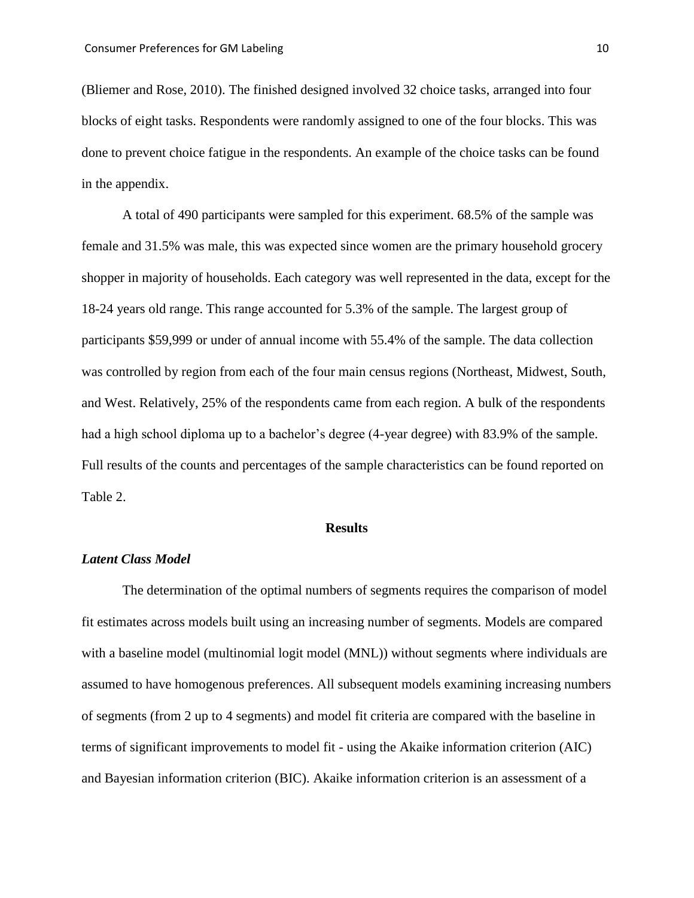(Bliemer and Rose, 2010). The finished designed involved 32 choice tasks, arranged into four blocks of eight tasks. Respondents were randomly assigned to one of the four blocks. This was done to prevent choice fatigue in the respondents. An example of the choice tasks can be found in the appendix.

A total of 490 participants were sampled for this experiment. 68.5% of the sample was female and 31.5% was male, this was expected since women are the primary household grocery shopper in majority of households. Each category was well represented in the data, except for the 18-24 years old range. This range accounted for 5.3% of the sample. The largest group of participants $59,999 or under of annual income with 55.4% of the sample. The data collection was controlled by region from each of the four main census regions (Northeast, Midwest, South, and West. Relatively, 25% of the respondents came from each region. A bulk of the respondents had a high school diploma up to a bachelor's degree (4-year degree) with 83.9% of the sample. Full results of the counts and percentages of the sample characteristics can be found reported on Table 2.

## Results

### *Latent Class Model*

The determination of the optimal numbers of segments requires the comparison of model fit estimates across models built using an increasing number of segments. Models are compared with a baseline model (multinomial logit model (MNL)) without segments where individuals are assumed to have homogenous preferences. All subsequent models examining increasing numbers of segments (from 2 up to 4 segments) and model fit criteria are compared with the baseline in terms of significant improvements to model fit - using the Akaike information criterion (AIC) and Bayesian information criterion (BIC). Akaike information criterion is an assessment of a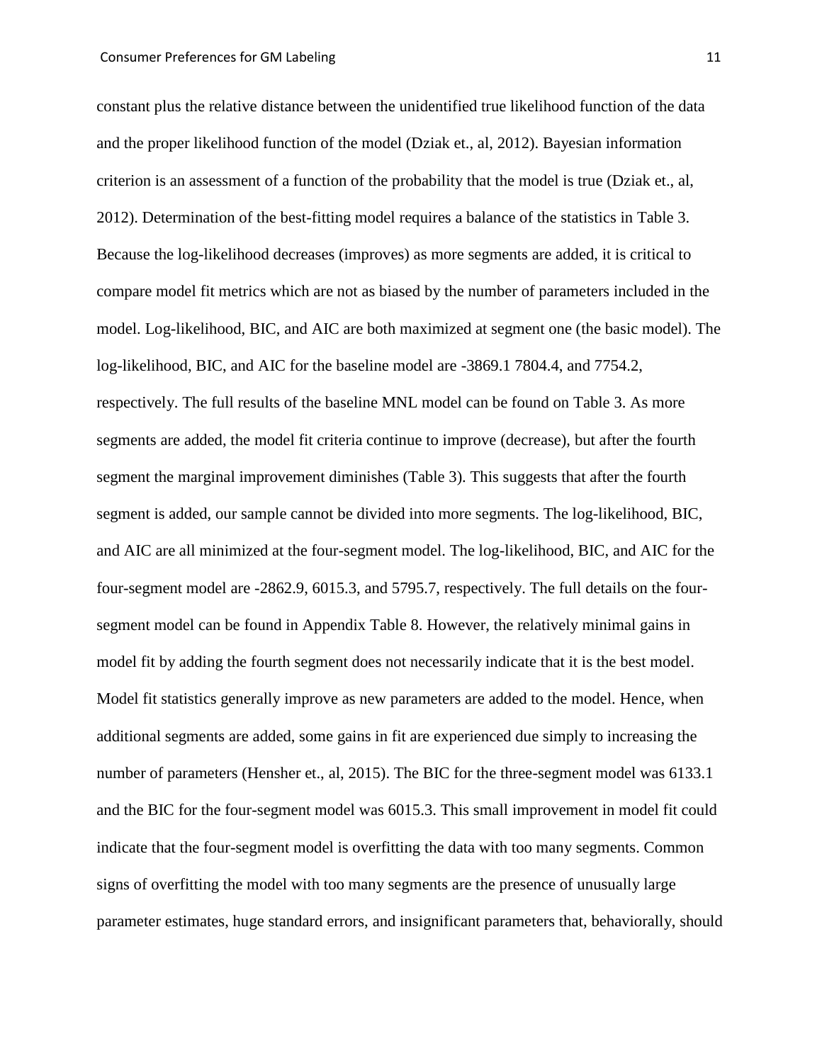constant plus the relative distance between the unidentified true likelihood function of the data and the proper likelihood function of the model (Dziak et., al, 2012). Bayesian information criterion is an assessment of a function of the probability that the model is true (Dziak et., al, 2012). Determination of the best-fitting model requires a balance of the statistics in Table 3. Because the log-likelihood decreases (improves) as more segments are added, it is critical to compare model fit metrics which are not as biased by the number of parameters included in the model. Log-likelihood, BIC, and AIC are both maximized at segment one (the basic model). The log-likelihood, BIC, and AIC for the baseline model are -3869.1 7804.4, and 7754.2, respectively. The full results of the baseline MNL model can be found on Table 3. As more segments are added, the model fit criteria continue to improve (decrease), but after the fourth segment the marginal improvement diminishes (Table 3). This suggests that after the fourth segment is added, our sample cannot be divided into more segments. The log-likelihood, BIC, and AIC are all minimized at the four-segment model. The log-likelihood, BIC, and AIC for the four-segment model are -2862.9, 6015.3, and 5795.7, respectively. The full details on the four-segment model can be found in Appendix Table 8. However, the relatively minimal gains in model fit by adding the fourth segment does not necessarily indicate that it is the best model. Model fit statistics generally improve as new parameters are added to the model. Hence, when additional segments are added, some gains in fit are experienced due simply to increasing the number of parameters (Hensher et., al, 2015). The BIC for the three-segment model was 6133.1 and the BIC for the four-segment model was 6015.3. This small improvement in model fit could indicate that the four-segment model is overfitting the data with too many segments. Common signs of overfitting the model with too many segments are the presence of unusually large parameter estimates, huge standard errors, and insignificant parameters that, behaviorally, should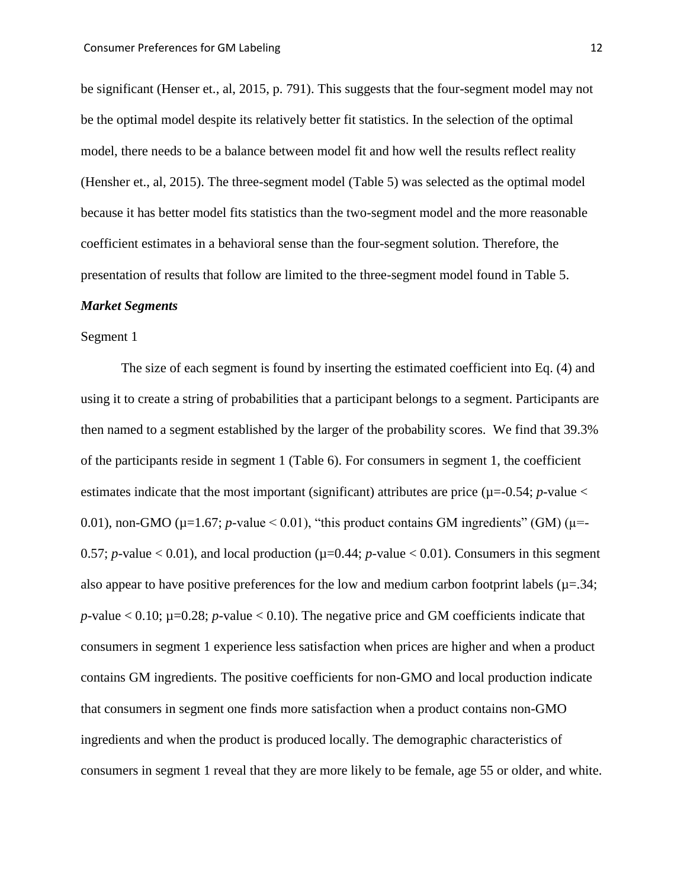be significant (Henser et., al, 2015, p. 791). This suggests that the four-segment model may not be the optimal model despite its relatively better fit statistics. In the selection of the optimal model, there needs to be a balance between model fit and how well the results reflect reality (Hensher et., al, 2015). The three-segment model (Table 5) was selected as the optimal model because it has better model fits statistics than the two-segment model and the more reasonable coefficient estimates in a behavioral sense than the four-segment solution. Therefore, the presentation of results that follow are limited to the three-segment model found in Table 5.

### *Market Segments*

Segment 1

The size of each segment is found by inserting the estimated coefficient into Eq. (4) and using it to create a string of probabilities that a participant belongs to a segment. Participants are then named to a segment established by the larger of the probability scores. We find that 39.3% of the participants reside in segment 1 (Table 6). For consumers in segment 1, the coefficient estimates indicate that the most important (significant) attributes are price ($\mu$=-0.54; *p*-value < 0.01), non-GMO ($\mu$=1.67; *p*-value < 0.01), "this product contains GM ingredients" (GM) ($\mu$=-0.57; *p*-value < 0.01), and local production ($\mu$=0.44; *p*-value < 0.01). Consumers in this segment also appear to have positive preferences for the low and medium carbon footprint labels ($\mu$=.34; *p*-value < 0.10; $\mu$=0.28; *p*-value < 0.10). The negative price and GM coefficients indicate that consumers in segment 1 experience less satisfaction when prices are higher and when a product contains GM ingredients. The positive coefficients for non-GMO and local production indicate that consumers in segment one finds more satisfaction when a product contains non-GMO ingredients and when the product is produced locally. The demographic characteristics of consumers in segment 1 reveal that they are more likely to be female, age 55 or older, and white.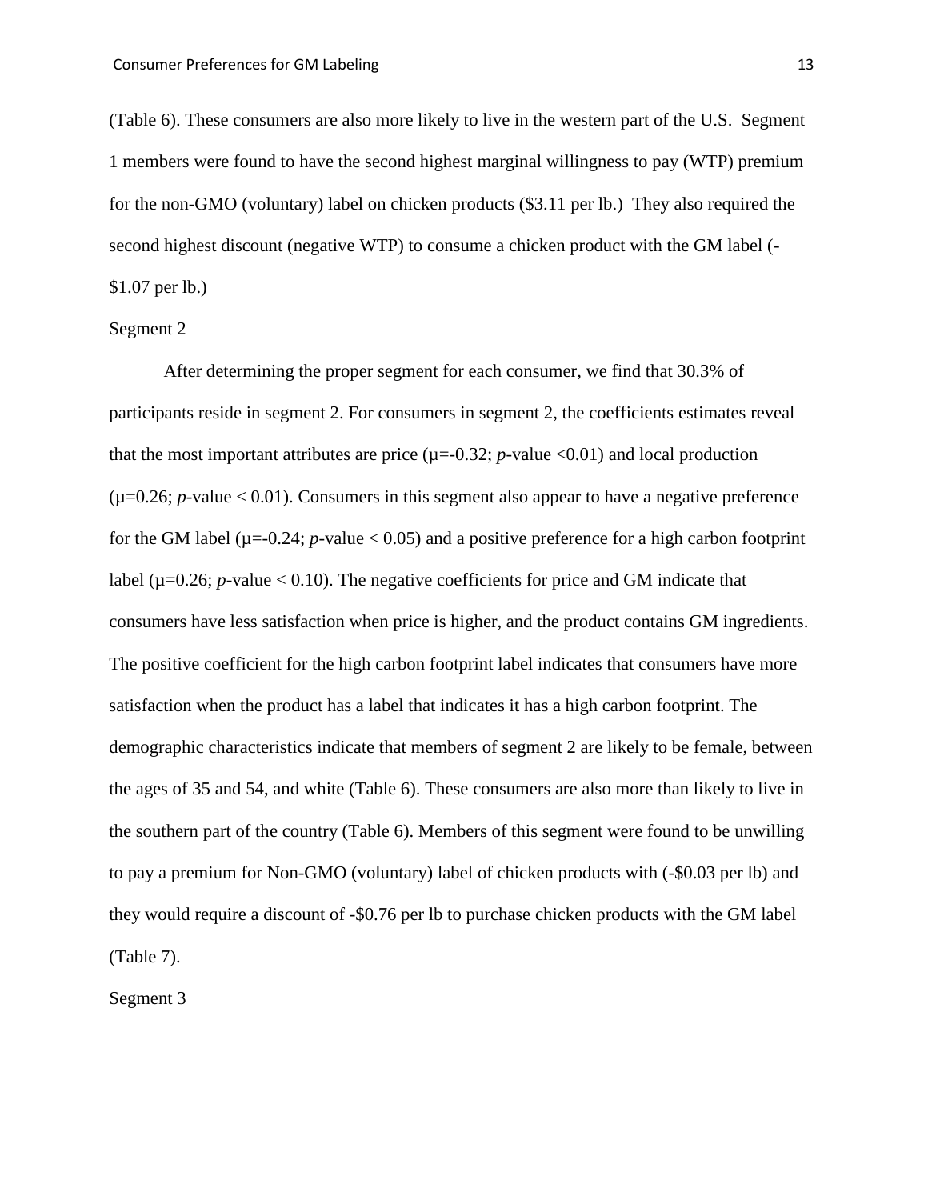(Table 6). These consumers are also more likely to live in the western part of the U.S. Segment 1 members were found to have the second highest marginal willingness to pay (WTP) premium for the non-GMO (voluntary) label on chicken products ($3.11 per lb.) They also required the second highest discount (negative WTP) to consume a chicken product with the GM label (-$1.07 per lb.)

Segment 2

After determining the proper segment for each consumer, we find that 30.3% of participants reside in segment 2. For consumers in segment 2, the coefficients estimates reveal that the most important attributes are price ($\mu$=-0.32; *p*-value <0.01) and local production ($\mu$=0.26; *p*-value < 0.01). Consumers in this segment also appear to have a negative preference for the GM label ($\mu$=-0.24; *p*-value < 0.05) and a positive preference for a high carbon footprint label ($\mu$=0.26; *p*-value < 0.10). The negative coefficients for price and GM indicate that consumers have less satisfaction when price is higher, and the product contains GM ingredients. The positive coefficient for the high carbon footprint label indicates that consumers have more satisfaction when the product has a label that indicates it has a high carbon footprint. The demographic characteristics indicate that members of segment 2 are likely to be female, between the ages of 35 and 54, and white (Table 6). These consumers are also more than likely to live in the southern part of the country (Table 6). Members of this segment were found to be unwilling to pay a premium for Non-GMO (voluntary) label of chicken products with (-$0.03 per lb) and they would require a discount of -$0.76 per lb to purchase chicken products with the GM label (Table 7).

Segment 3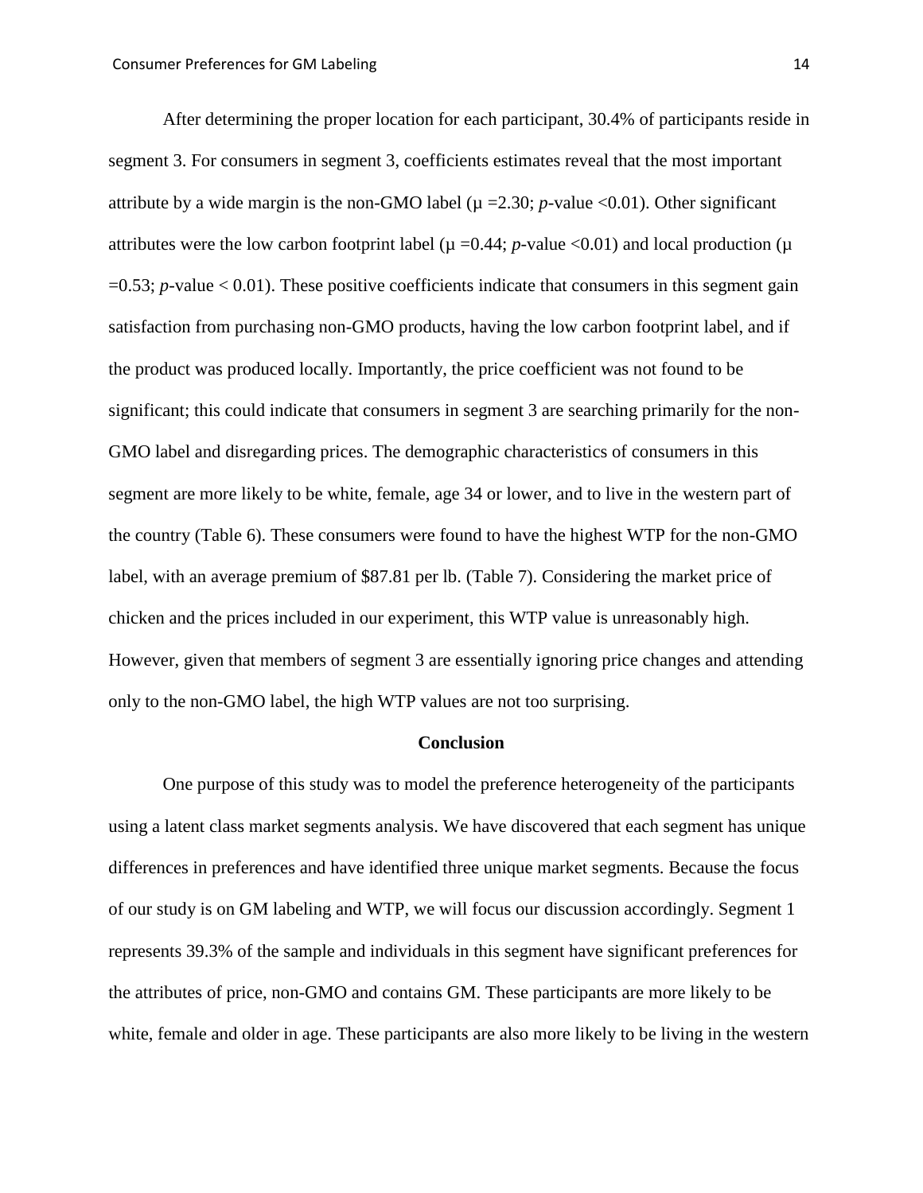After determining the proper location for each participant, 30.4% of participants reside in segment 3. For consumers in segment 3, coefficients estimates reveal that the most important attribute by a wide margin is the non-GMO label ($\mu$ =2.30; *p*-value <0.01). Other significant attributes were the low carbon footprint label ($\mu$ =0.44; *p*-value <0.01) and local production ($\mu$ =0.53; *p*-value < 0.01). These positive coefficients indicate that consumers in this segment gain satisfaction from purchasing non-GMO products, having the low carbon footprint label, and if the product was produced locally. Importantly, the price coefficient was not found to be significant; this could indicate that consumers in segment 3 are searching primarily for the non-GMO label and disregarding prices. The demographic characteristics of consumers in this segment are more likely to be white, female, age 34 or lower, and to live in the western part of the country (Table 6). These consumers were found to have the highest WTP for the non-GMO label, with an average premium of \$87.81 per lb. (Table 7). Considering the market price of chicken and the prices included in our experiment, this WTP value is unreasonably high. However, given that members of segment 3 are essentially ignoring price changes and attending only to the non-GMO label, the high WTP values are not too surprising.

## Conclusion

One purpose of this study was to model the preference heterogeneity of the participants using a latent class market segments analysis. We have discovered that each segment has unique differences in preferences and have identified three unique market segments. Because the focus of our study is on GM labeling and WTP, we will focus our discussion accordingly. Segment 1 represents 39.3% of the sample and individuals in this segment have significant preferences for the attributes of price, non-GMO and contains GM. These participants are more likely to be white, female and older in age. These participants are also more likely to be living in the western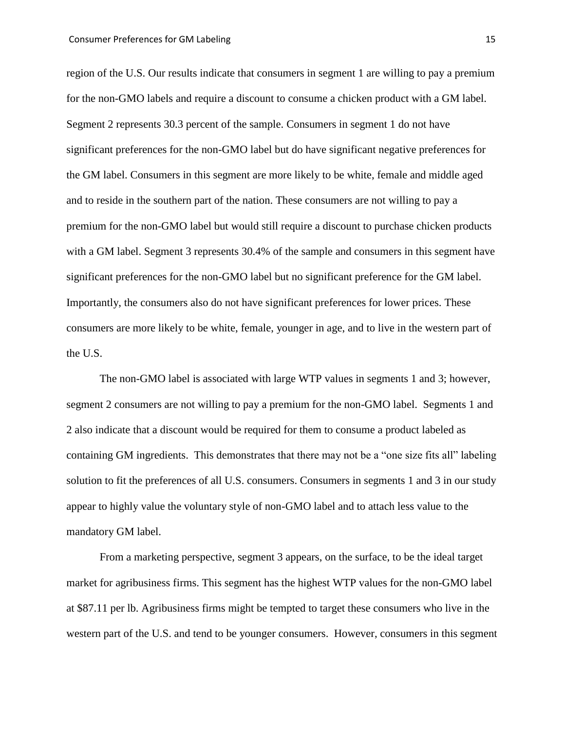region of the U.S. Our results indicate that consumers in segment 1 are willing to pay a premium for the non-GMO labels and require a discount to consume a chicken product with a GM label. Segment 2 represents 30.3 percent of the sample. Consumers in segment 1 do not have significant preferences for the non-GMO label but do have significant negative preferences for the GM label. Consumers in this segment are more likely to be white, female and middle aged and to reside in the southern part of the nation. These consumers are not willing to pay a premium for the non-GMO label but would still require a discount to purchase chicken products with a GM label. Segment 3 represents 30.4% of the sample and consumers in this segment have significant preferences for the non-GMO label but no significant preference for the GM label. Importantly, the consumers also do not have significant preferences for lower prices. These consumers are more likely to be white, female, younger in age, and to live in the western part of the U.S.

The non-GMO label is associated with large WTP values in segments 1 and 3; however, segment 2 consumers are not willing to pay a premium for the non-GMO label. Segments 1 and 2 also indicate that a discount would be required for them to consume a product labeled as containing GM ingredients. This demonstrates that there may not be a "one size fits all" labeling solution to fit the preferences of all U.S. consumers. Consumers in segments 1 and 3 in our study appear to highly value the voluntary style of non-GMO label and to attach less value to the mandatory GM label.

From a marketing perspective, segment 3 appears, on the surface, to be the ideal target market for agribusiness firms. This segment has the highest WTP values for the non-GMO label at $87.11 per lb. Agribusiness firms might be tempted to target these consumers who live in the western part of the U.S. and tend to be younger consumers. However, consumers in this segment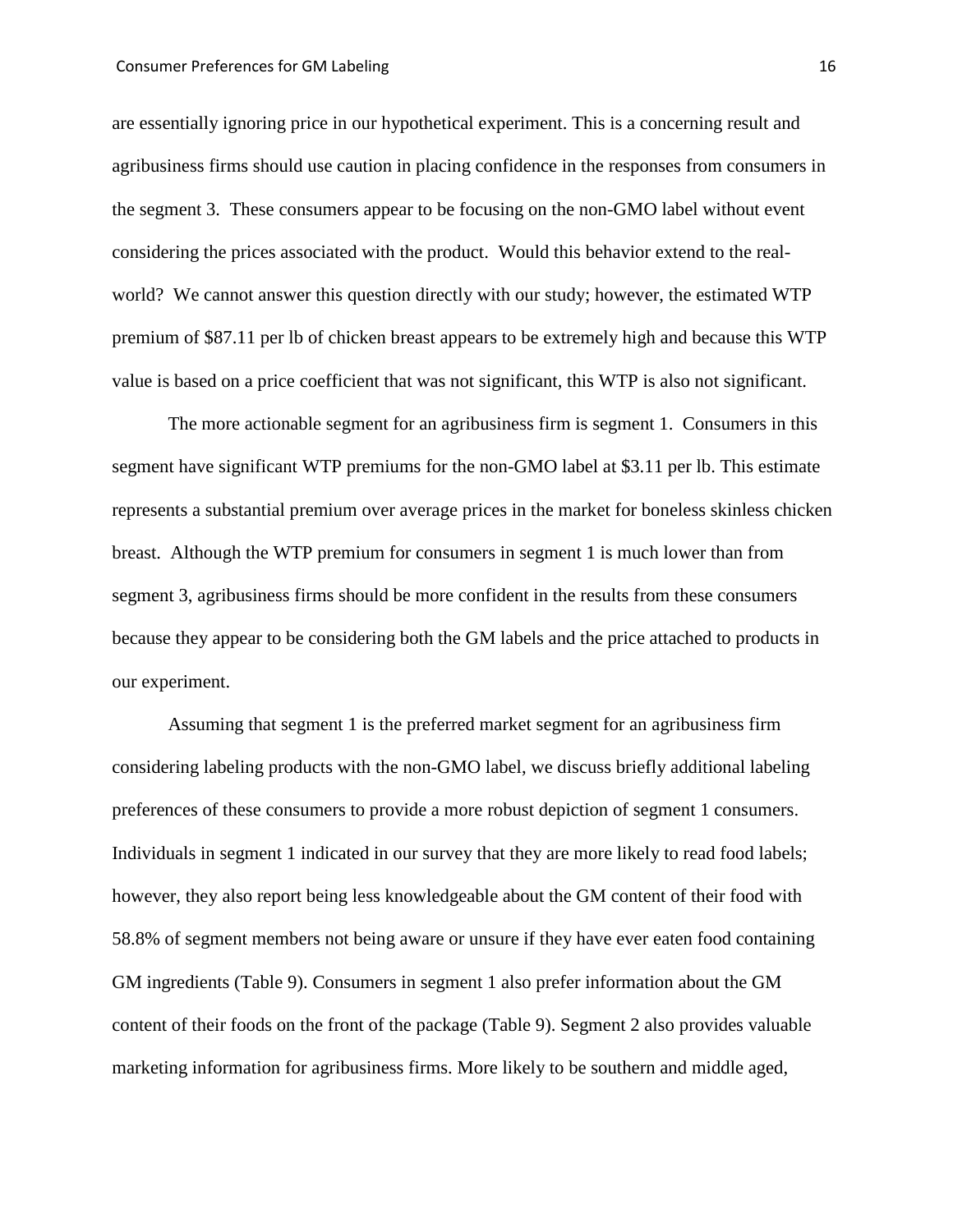are essentially ignoring price in our hypothetical experiment. This is a concerning result and agribusiness firms should use caution in placing confidence in the responses from consumers in the segment 3. These consumers appear to be focusing on the non-GMO label without event considering the prices associated with the product. Would this behavior extend to the real-world? We cannot answer this question directly with our study; however, the estimated WTP premium of $87.11 per lb of chicken breast appears to be extremely high and because this WTP value is based on a price coefficient that was not significant, this WTP is also not significant.

The more actionable segment for an agribusiness firm is segment 1. Consumers in this segment have significant WTP premiums for the non-GMO label at $3.11 per lb. This estimate represents a substantial premium over average prices in the market for boneless skinless chicken breast. Although the WTP premium for consumers in segment 1 is much lower than from segment 3, agribusiness firms should be more confident in the results from these consumers because they appear to be considering both the GM labels and the price attached to products in our experiment.

Assuming that segment 1 is the preferred market segment for an agribusiness firm considering labeling products with the non-GMO label, we discuss briefly additional labeling preferences of these consumers to provide a more robust depiction of segment 1 consumers. Individuals in segment 1 indicated in our survey that they are more likely to read food labels; however, they also report being less knowledgeable about the GM content of their food with 58.8% of segment members not being aware or unsure if they have ever eaten food containing GM ingredients (Table 9). Consumers in segment 1 also prefer information about the GM content of their foods on the front of the package (Table 9). Segment 2 also provides valuable marketing information for agribusiness firms. More likely to be southern and middle aged,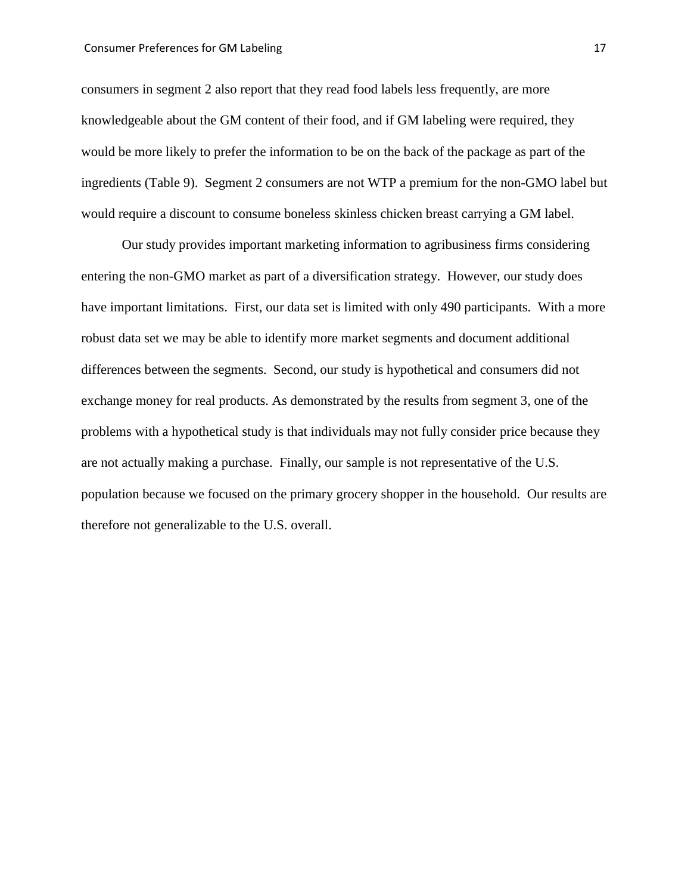consumers in segment 2 also report that they read food labels less frequently, are more knowledgeable about the GM content of their food, and if GM labeling were required, they would be more likely to prefer the information to be on the back of the package as part of the ingredients (Table 9). Segment 2 consumers are not WTP a premium for the non-GMO label but would require a discount to consume boneless skinless chicken breast carrying a GM label.

Our study provides important marketing information to agribusiness firms considering entering the non-GMO market as part of a diversification strategy. However, our study does have important limitations. First, our data set is limited with only 490 participants. With a more robust data set we may be able to identify more market segments and document additional differences between the segments. Second, our study is hypothetical and consumers did not exchange money for real products. As demonstrated by the results from segment 3, one of the problems with a hypothetical study is that individuals may not fully consider price because they are not actually making a purchase. Finally, our sample is not representative of the U.S. population because we focused on the primary grocery shopper in the household. Our results are therefore not generalizable to the U.S. overall.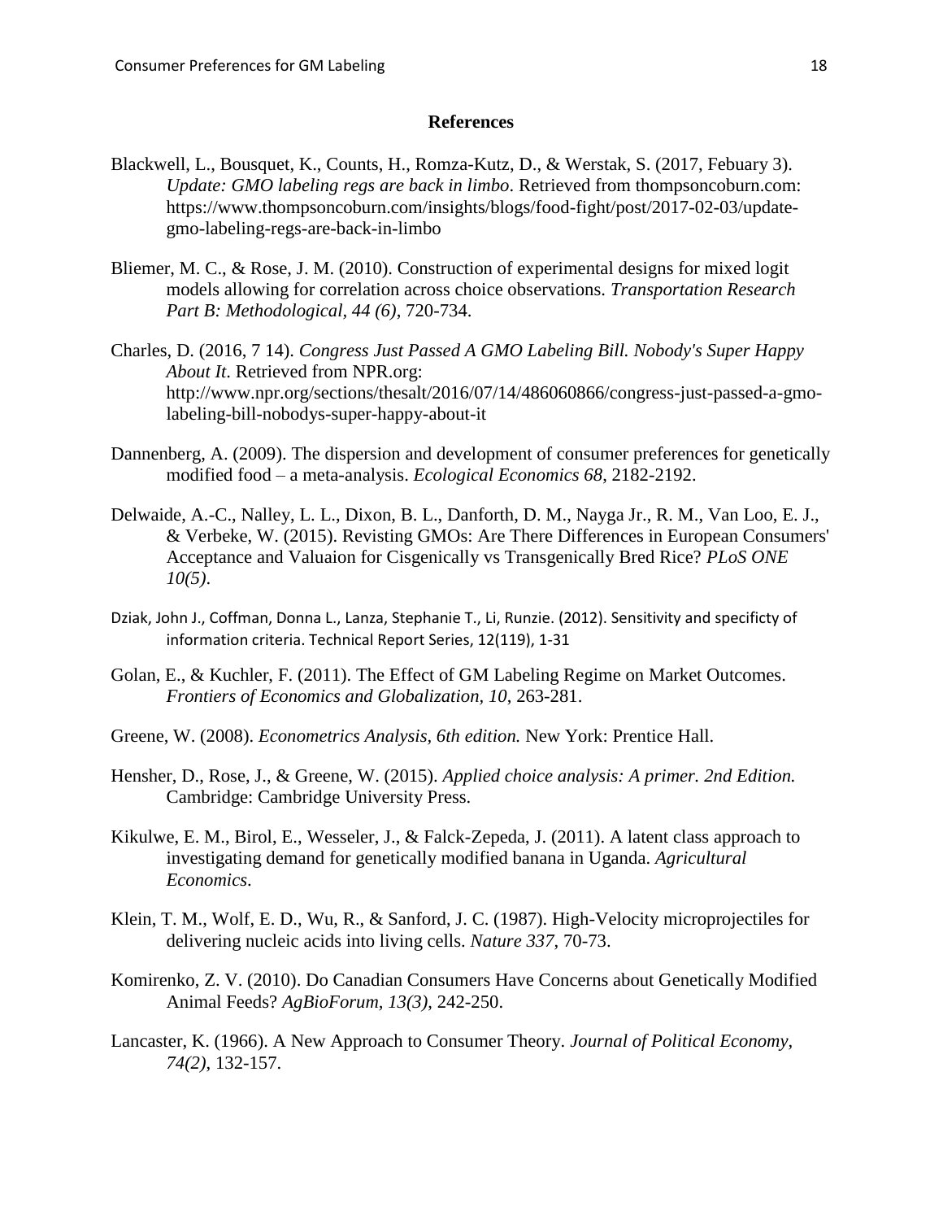## References

Blackwell, L., Bousquet, K., Counts, H., Romza-Kutz, D., & Werstak, S. (2017, Febuary 3). *Update: GMO labeling regs are back in limbo*. Retrieved from thompsoncoburn.com: https://www.thompsoncoburn.com/insights/blogs/food-fight/post/2017-02-03/update-gmo-labeling-regs-are-back-in-limbo

Bliemer, M. C., & Rose, J. M. (2010). Construction of experimental designs for mixed logit models allowing for correlation across choice observations. *Transportation Research Part B: Methodological, 44 (6)*, 720-734.

Charles, D. (2016, 7 14). *Congress Just Passed A GMO Labeling Bill. Nobody's Super Happy About It*. Retrieved from NPR.org: http://www.npr.org/sections/thesalt/2016/07/14/486060866/congress-just-passed-a-gmo-labeling-bill-nobodys-super-happy-about-it

Dannenberg, A. (2009). The dispersion and development of consumer preferences for genetically modified food – a meta-analysis. *Ecological Economics 68*, 2182-2192.

Delwaide, A.-C., Nalley, L. L., Dixon, B. L., Danforth, D. M., Nayga Jr., R. M., Van Loo, E. J., & Verbeke, W. (2015). Revisting GMOs: Are There Differences in European Consumers' Acceptance and Valuaion for Cisgenically vs Transgenically Bred Rice? *PLoS ONE 10(5)*.

Dziak, John J., Coffman, Donna L., Lanza, Stephanie T., Li, Runzie. (2012). Sensitivity and specificty of information criteria. Technical Report Series, 12(119), 1-31

Golan, E., & Kuchler, F. (2011). The Effect of GM Labeling Regime on Market Outcomes. *Frontiers of Economics and Globalization, 10*, 263-281.

Greene, W. (2008). *Econometrics Analysis, 6th edition.* New York: Prentice Hall.

Hensher, D., Rose, J., & Greene, W. (2015). *Applied choice analysis: A primer. 2nd Edition.* Cambridge: Cambridge University Press.

Kikulwe, E. M., Birol, E., Wesseler, J., & Falck-Zepeda, J. (2011). A latent class approach to investigating demand for genetically modified banana in Uganda. *Agricultural Economics*.

Klein, T. M., Wolf, E. D., Wu, R., & Sanford, J. C. (1987). High-Velocity microprojectiles for delivering nucleic acids into living cells. *Nature 337*, 70-73.

Komirenko, Z. V. (2010). Do Canadian Consumers Have Concerns about Genetically Modified Animal Feeds? *AgBioForum, 13(3)*, 242-250.

Lancaster, K. (1966). A New Approach to Consumer Theory. *Journal of Political Economy, 74(2)*, 132-157.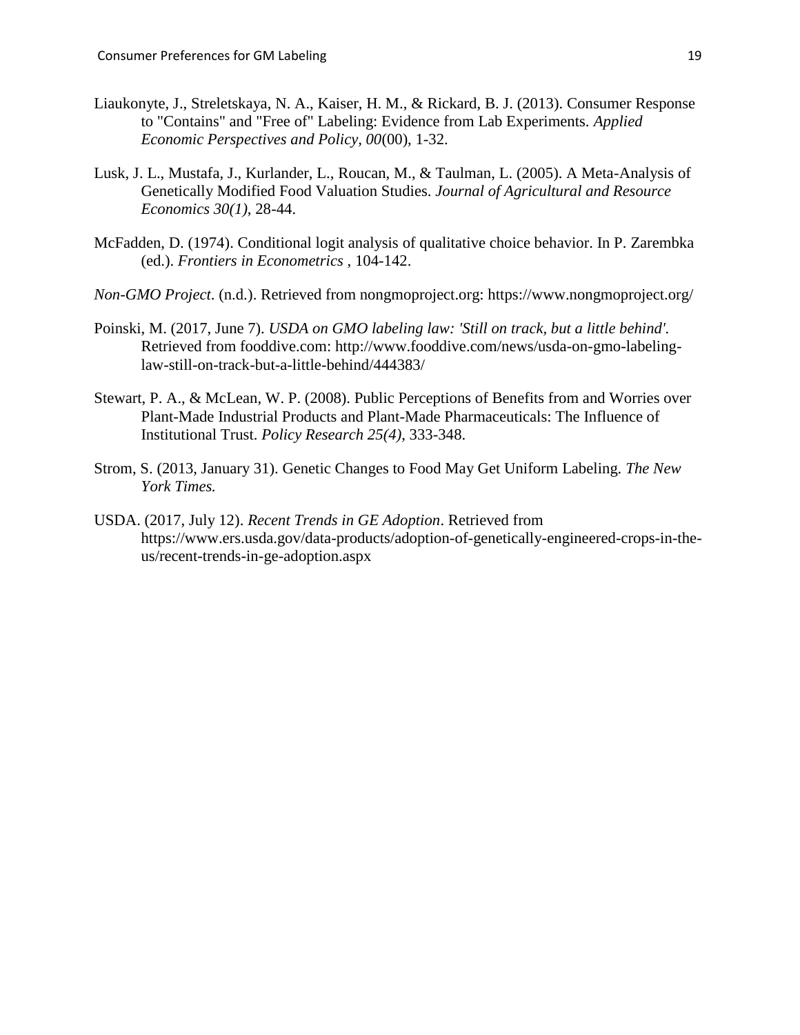Liaukonyte, J., Streletskaya, N. A., Kaiser, H. M., & Rickard, B. J. (2013). Consumer Response to "Contains" and "Free of" Labeling: Evidence from Lab Experiments. *Applied Economic Perspectives and Policy, 00*(00), 1-32.

Lusk, J. L., Mustafa, J., Kurlander, L., Roucan, M., & Taulman, L. (2005). A Meta-Analysis of Genetically Modified Food Valuation Studies. *Journal of Agricultural and Resource Economics 30(1)*, 28-44.

McFadden, D. (1974). Conditional logit analysis of qualitative choice behavior. In P. Zarembka (ed.). *Frontiers in Econometrics* , 104-142.

*Non-GMO Project*. (n.d.). Retrieved from nongmoproject.org: https://www.nongmoproject.org/

Poinski, M. (2017, June 7). *USDA on GMO labeling law: 'Still on track, but a little behind'*. Retrieved from fooddive.com: http://www.fooddive.com/news/usda-on-gmo-labeling-law-still-on-track-but-a-little-behind/444383/

Stewart, P. A., & McLean, W. P. (2008). Public Perceptions of Benefits from and Worries over Plant-Made Industrial Products and Plant-Made Pharmaceuticals: The Influence of Institutional Trust. *Policy Research 25(4)*, 333-348.

Strom, S. (2013, January 31). Genetic Changes to Food May Get Uniform Labeling. *The New York Times.*

USDA. (2017, July 12). *Recent Trends in GE Adoption*. Retrieved from https://www.ers.usda.gov/data-products/adoption-of-genetically-engineered-crops-in-the-us/recent-trends-in-ge-adoption.aspx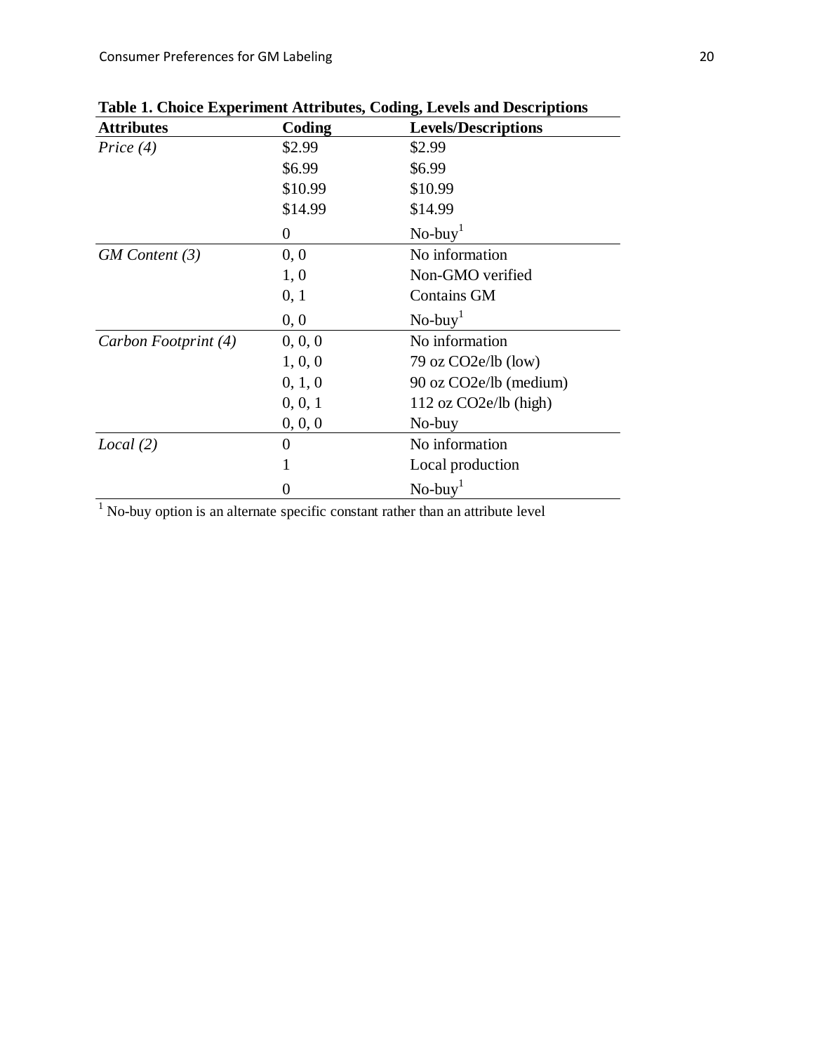**Table 1. Choice Experiment Attributes, Coding, Levels and Descriptions**

| Attributes | Coding | Levels/Descriptions |
|---|---|---|
| *Price (4)* | \$2.99 | \$2.99 |
| | \$6.99 | \$6.99 |
| | \$10.99 | \$10.99 |
| | \$14.99 | \$14.99 |
| | 0 | No-buy[1] |
| *GM Content (3)* | 0, 0 | No information |
| | 1, 0 | Non-GMO verified |
| | 0, 1 | Contains GM |
| | 0, 0 | No-buy[1] |
| *Carbon Footprint (4)* | 0, 0, 0 | No information |
| | 1, 0, 0 | 79 oz CO2e/lb (low) |
| | 0, 1, 0 | 90 oz CO2e/lb (medium) |
| | 0, 0, 1 | 112 oz CO2e/lb (high) |
| | 0, 0, 0 | No-buy |
| *Local (2)* | 0 | No information |
| | 1 | Local production |
| | 0 | No-buy[1] |

[1] No-buy option is an alternate specific constant rather than an attribute level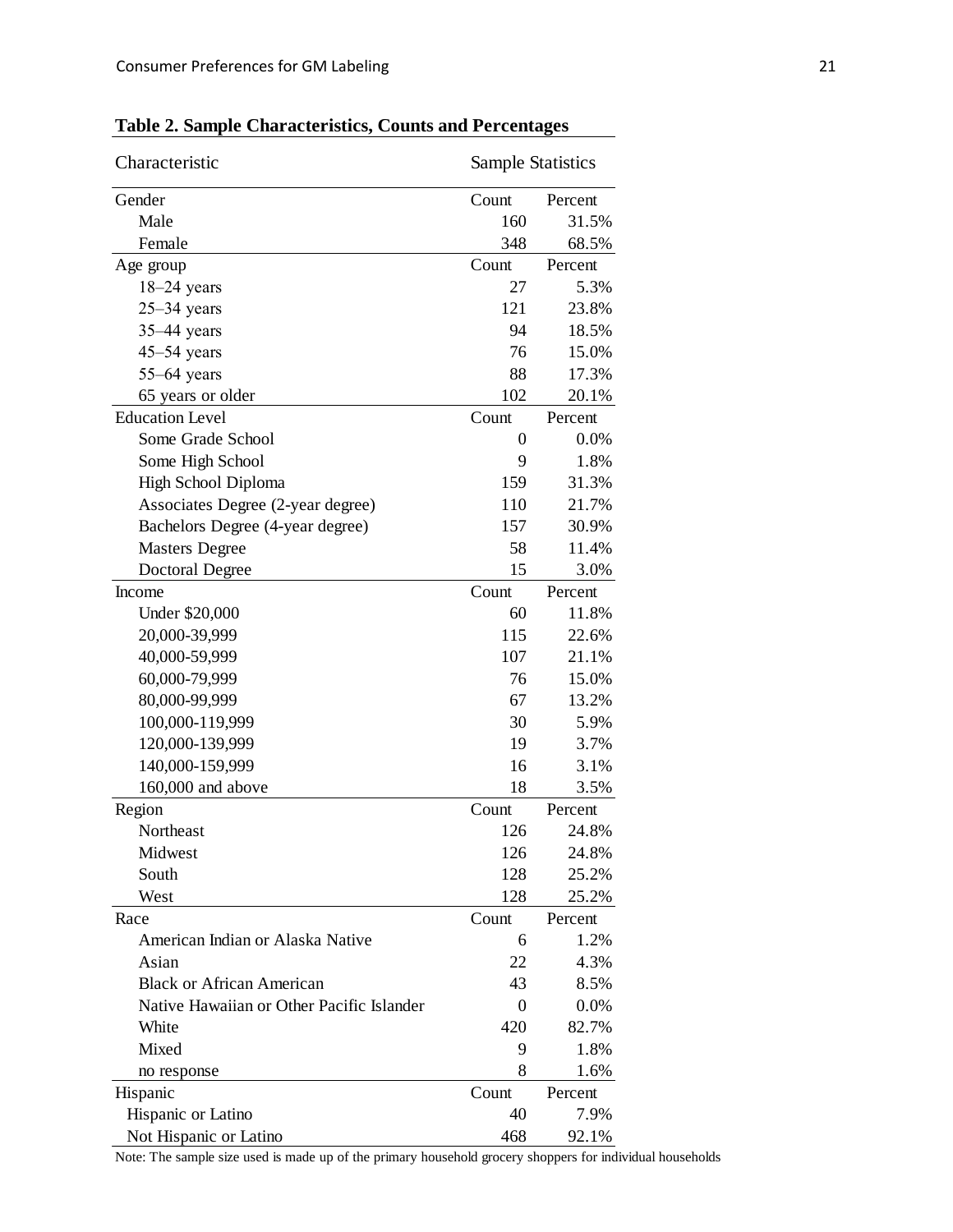**Table 2. Sample Characteristics, Counts and Percentages**

| Characteristic | Sample Statistics | |
|---|---|---|
| Gender | Count | Percent |
| Male | 160 | 31.5% |
| Female | 348 | 68.5% |
| Age group | Count | Percent |
| 18–24 years | 27 | 5.3% |
| 25–34 years | 121 | 23.8% |
| 35–44 years | 94 | 18.5% |
| 45–54 years | 76 | 15.0% |
| 55–64 years | 88 | 17.3% |
| 65 years or older | 102 | 20.1% |
| Education Level | Count | Percent |
| Some Grade School | 0 | 0.0% |
| Some High School | 9 | 1.8% |
| High School Diploma | 159 | 31.3% |
| Associates Degree (2-year degree) | 110 | 21.7% |
| Bachelors Degree (4-year degree) | 157 | 30.9% |
| Masters Degree | 58 | 11.4% |
| Doctoral Degree | 15 | 3.0% |
| Income | Count | Percent |
| Under $20,000 | 60 | 11.8% |
| 20,000-39,999 | 115 | 22.6% |
| 40,000-59,999 | 107 | 21.1% |
| 60,000-79,999 | 76 | 15.0% |
| 80,000-99,999 | 67 | 13.2% |
| 100,000-119,999 | 30 | 5.9% |
| 120,000-139,999 | 19 | 3.7% |
| 140,000-159,999 | 16 | 3.1% |
| 160,000 and above | 18 | 3.5% |
| Region | Count | Percent |
| Northeast | 126 | 24.8% |
| Midwest | 126 | 24.8% |
| South | 128 | 25.2% |
| West | 128 | 25.2% |
| Race | Count | Percent |
| American Indian or Alaska Native | 6 | 1.2% |
| Asian | 22 | 4.3% |
| Black or African American | 43 | 8.5% |
| Native Hawaiian or Other Pacific Islander | 0 | 0.0% |
| White | 420 | 82.7% |
| Mixed | 9 | 1.8% |
| no response | 8 | 1.6% |
| Hispanic | Count | Percent |
| Hispanic or Latino | 40 | 7.9% |
| Not Hispanic or Latino | 468 | 92.1% |

Note: The sample size used is made up of the primary household grocery shoppers for individual households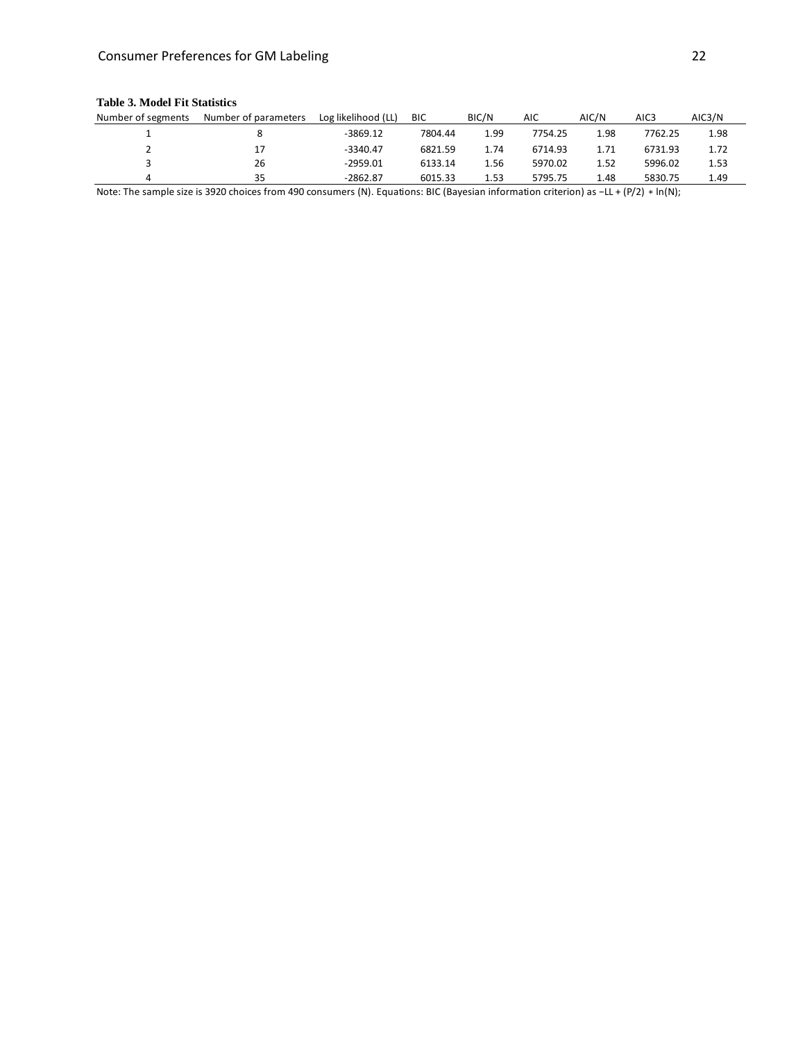**Table 3. Model Fit Statistics**

| Number of segments | Number of parameters | Log likelihood (LL) | BIC | BIC/N | AIC | AIC/N | AIC3 | AIC3/N |
|---|---|---|---|---|---|---|---|---|
| 1 | 8 | -3869.12 | 7804.44 | 1.99 | 7754.25 | 1.98 | 7762.25 | 1.98 |
| 2 | 17 | -3340.47 | 6821.59 | 1.74 | 6714.93 | 1.71 | 6731.93 | 1.72 |
| 3 | 26 | -2959.01 | 6133.14 | 1.56 | 5970.02 | 1.52 | 5996.02 | 1.53 |
| 4 | 35 | -2862.87 | 6015.33 | 1.53 | 5795.75 | 1.48 | 5830.75 | 1.49 |

Note: The sample size is 3920 choices from 490 consumers (N). Equations: BIC (Bayesian information criterion) as $-LL + (P/2) * \ln(N)$;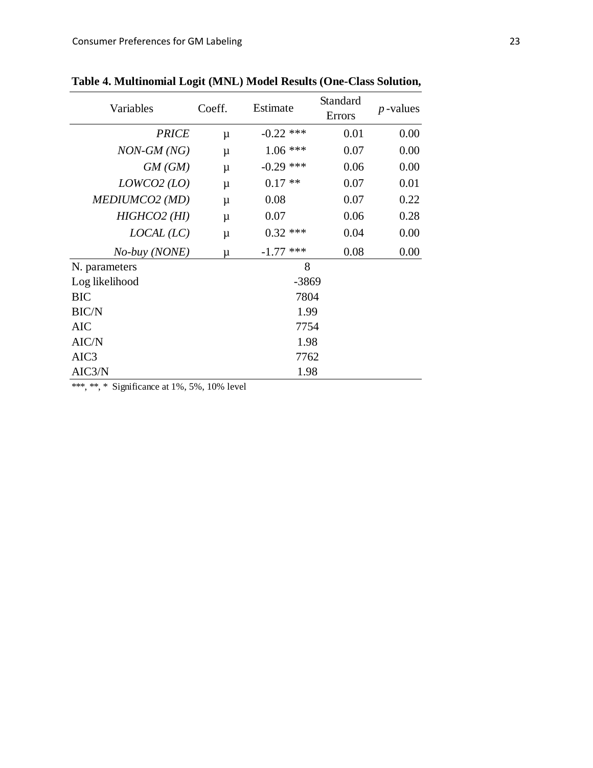**Table 4. Multinomial Logit (MNL) Model Results (One-Class Solution,**

| Variables | Coeff. | Estimate | Standard Errors | *p*-values |
|---|---|---|---|---|
| *PRICE* | μ | -0.22 *** | 0.01 | 0.00 |
| *NON-GM (NG)* | μ | 1.06 *** | 0.07 | 0.00 |
| *GM (GM)* | μ | -0.29 *** | 0.06 | 0.00 |
| *LOWCO2 (LO)* | μ | 0.17 ** | 0.07 | 0.01 |
| *MEDIUMCO2 (MD)* | μ | 0.08 | 0.07 | 0.22 |
| *HIGHCO2 (HI)* | μ | 0.07 | 0.06 | 0.28 |
| *LOCAL (LC)* | μ | 0.32 *** | 0.04 | 0.00 |
| *No-buy (NONE)* | μ | -1.77 *** | 0.08 | 0.00 |
| N. parameters | | 8 | | |
| Log likelihood | | -3869 | | |
| BIC | | 7804 | | |
| BIC/N | | 1.99 | | |
| AIC | | 7754 | | |
| AIC/N | | 1.98 | | |
| AIC3 | | 7762 | | |
| AIC3/N | | 1.98 | | |

***, **, * Significance at 1%, 5%, 10% level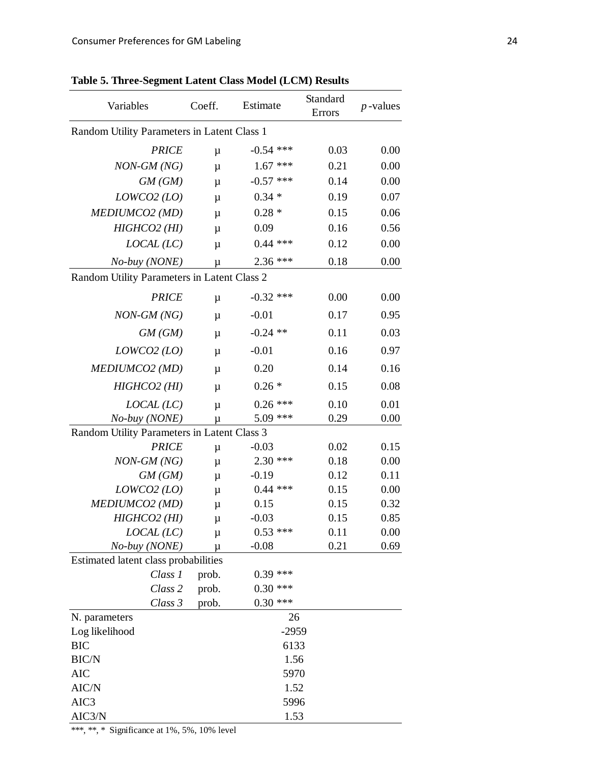**Table 5. Three-Segment Latent Class Model (LCM) Results**

| Variables | Coeff. | Estimate | Standard Errors | *p*-values |
|---|---|---|---|---|
| Random Utility Parameters in Latent Class 1 | | | | |
| *PRICE* | μ | -0.54 *** | 0.03 | 0.00 |
| *NON-GM (NG)* | μ | 1.67 *** | 0.21 | 0.00 |
| *GM (GM)* | μ | -0.57 *** | 0.14 | 0.00 |
| *LOWCO2 (LO)* | μ | 0.34 * | 0.19 | 0.07 |
| *MEDIUMCO2 (MD)* | μ | 0.28 * | 0.15 | 0.06 |
| *HIGHCO2 (HI)* | μ | 0.09 | 0.16 | 0.56 |
| *LOCAL (LC)* | μ | 0.44 *** | 0.12 | 0.00 |
| *No-buy (NONE)* | μ | 2.36 *** | 0.18 | 0.00 |
| Random Utility Parameters in Latent Class 2 | | | | |
| *PRICE* | μ | -0.32 *** | 0.00 | 0.00 |
| *NON-GM (NG)* | μ | -0.01 | 0.17 | 0.95 |
| *GM (GM)* | μ | -0.24 ** | 0.11 | 0.03 |
| *LOWCO2 (LO)* | μ | -0.01 | 0.16 | 0.97 |
| *MEDIUMCO2 (MD)* | μ | 0.20 | 0.14 | 0.16 |
| *HIGHCO2 (HI)* | μ | 0.26 * | 0.15 | 0.08 |
| *LOCAL (LC)* | μ | 0.26 *** | 0.10 | 0.01 |
| *No-buy (NONE)* | μ | 5.09 *** | 0.29 | 0.00 |
| Random Utility Parameters in Latent Class 3 | | | | |
| *PRICE* | μ | -0.03 | 0.02 | 0.15 |
| *NON-GM (NG)* | μ | 2.30 *** | 0.18 | 0.00 |
| *GM (GM)* | μ | -0.19 | 0.12 | 0.11 |
| *LOWCO2 (LO)* | μ | 0.44 *** | 0.15 | 0.00 |
| *MEDIUMCO2 (MD)* | μ | 0.15 | 0.15 | 0.32 |
| *HIGHCO2 (HI)* | μ | -0.03 | 0.15 | 0.85 |
| *LOCAL (LC)* | μ | 0.53 *** | 0.11 | 0.00 |
| *No-buy (NONE)* | μ | -0.08 | 0.21 | 0.69 |
| Estimated latent class probabilities | | | | |
| *Class 1* | prob. | 0.39 *** | | |
| *Class 2* | prob. | 0.30 *** | | |
| *Class 3* | prob. | 0.30 *** | | |
| N. parameters | | 26 | | |
| Log likelihood | | -2959 | | |
| BIC | | 6133 | | |
| BIC/N | | 1.56 | | |
| AIC | | 5970 | | |
| AIC/N | | 1.52 | | |
| AIC3 | | 5996 | | |
| AIC3/N | | 1.53 | | |

***, **, * Significance at 1%, 5%, 10% level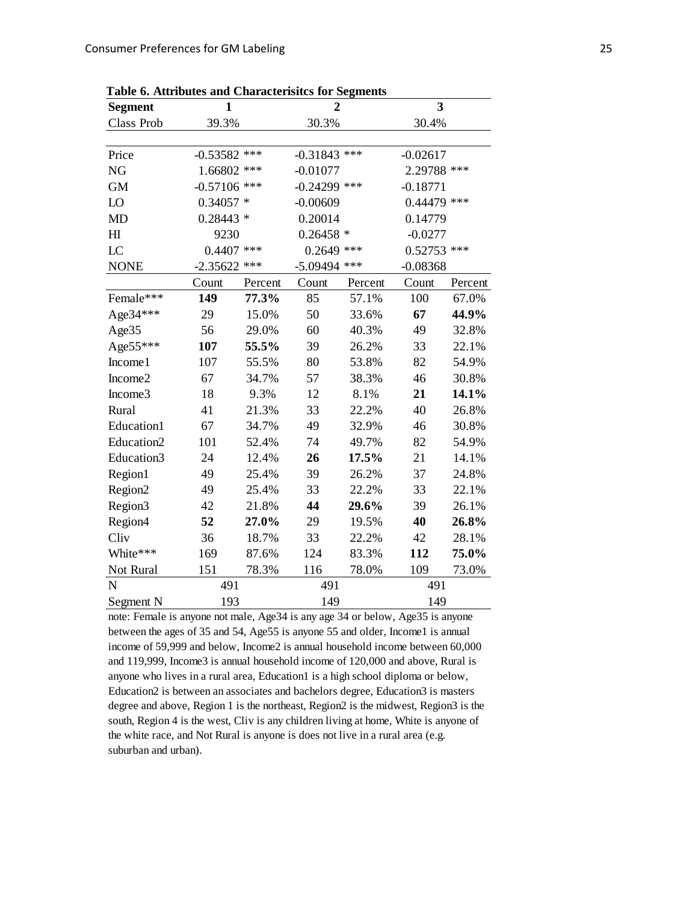**Table 6. Attributes and Characterisitcs for Segments**

| Segment | 1 | | 2 | | 3 | |
|---|---|---|---|---|---|---|
| Class Prob | 39.3% | | 30.3% | | 30.4% | |
| | | | | | | |
| Price | -0.53582 *** | | -0.31843 *** | | -0.02617 | |
| NG | 1.66802 *** | | -0.01077 | | 2.29788 *** | |
| GM | -0.57106 *** | | -0.24299 *** | | -0.18771 | |
| LO | 0.34057 * | | -0.00609 | | 0.44479 *** | |
| MD | 0.28443 * | | 0.20014 | | 0.14779 | |
| HI | 9230 | | 0.26458 * | | -0.0277 | |
| LC | 0.4407 *** | | 0.2649 *** | | 0.52753 *** | |
| NONE | -2.35622 *** | | -5.09494 *** | | -0.08368 | |
| | Count | Percent | Count | Percent | Count | Percent |
| Female*** | **149** | **77.3%** | 85 | 57.1% | 100 | 67.0% |
| Age34*** | 29 | 15.0% | 50 | 33.6% | **67** | **44.9%** |
| Age35 | 56 | 29.0% | 60 | 40.3% | 49 | 32.8% |
| Age55*** | **107** | **55.5%** | 39 | 26.2% | 33 | 22.1% |
| Income1 | 107 | 55.5% | 80 | 53.8% | 82 | 54.9% |
| Income2 | 67 | 34.7% | 57 | 38.3% | 46 | 30.8% |
| Income3 | 18 | 9.3% | 12 | 8.1% | **21** | **14.1%** |
| Rural | 41 | 21.3% | 33 | 22.2% | 40 | 26.8% |
| Education1 | 67 | 34.7% | 49 | 32.9% | 46 | 30.8% |
| Education2 | 101 | 52.4% | 74 | 49.7% | 82 | 54.9% |
| Education3 | 24 | 12.4% | **26** | **17.5%** | 21 | 14.1% |
| Region1 | 49 | 25.4% | 39 | 26.2% | 37 | 24.8% |
| Region2 | 49 | 25.4% | 33 | 22.2% | 33 | 22.1% |
| Region3 | 42 | 21.8% | **44** | **29.6%** | 39 | 26.1% |
| Region4 | **52** | **27.0%** | 29 | 19.5% | **40** | **26.8%** |
| Cliv | 36 | 18.7% | 33 | 22.2% | 42 | 28.1% |
| White*** | 169 | 87.6% | 124 | 83.3% | **112** | **75.0%** |
| Not Rural | 151 | 78.3% | 116 | 78.0% | 109 | 73.0% |
| N | 491 | | 491 | | 491 | |
| Segment N | 193 | | 149 | | 149 | |

note: Female is anyone not male, Age34 is any age 34 or below, Age35 is anyone between the ages of 35 and 54, Age55 is anyone 55 and older, Income1 is annual income of 59,999 and below, Income2 is annual household income between 60,000 and 119,999, Income3 is annual household income of 120,000 and above, Rural is anyone who lives in a rural area, Education1 is a high school diploma or below, Education2 is between an associates and bachelors degree, Education3 is masters degree and above, Region 1 is the northeast, Region2 is the midwest, Region3 is the south, Region 4 is the west, Cliv is any children living at home, White is anyone of the white race, and Not Rural is anyone is does not live in a rural area (e.g. suburban and urban).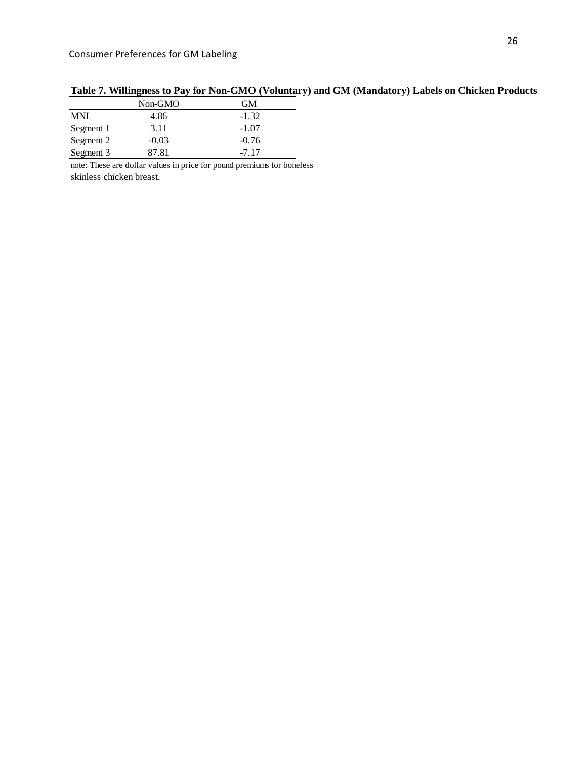**Table 7. Willingness to Pay for Non-GMO (Voluntary) and GM (Mandatory) Labels on Chicken Products**

| | Non-GMO | GM |
|---|---|---|
| MNL | 4.86 | -1.32 |
| Segment 1 | 3.11 | -1.07 |
| Segment 2 | -0.03 | -0.76 |
| Segment 3 | 87.81 | -7.17 |

note: These are dollar values in price for pound premiums for boneless skinless chicken breast.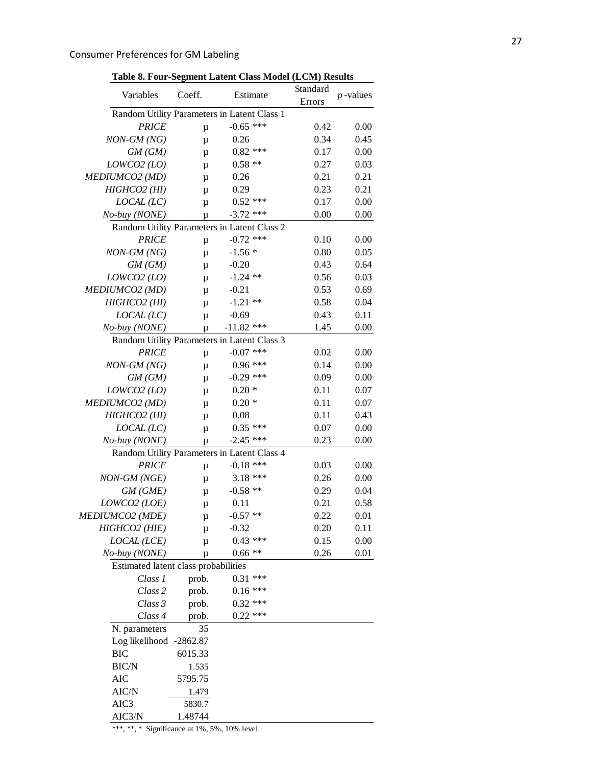**Table 8. Four-Segment Latent Class Model (LCM) Results**

| Variables | Coeff. | Estimate | Standard Errors | *p*-values |
|---|---|---|---|---|
| Random Utility Parameters in Latent Class 1 | | | | |
| *PRICE* | μ | -0.65 *** | 0.42 | 0.00 |
| *NON-GM (NG)* | μ | 0.26 | 0.34 | 0.45 |
| *GM (GM)* | μ | 0.82 *** | 0.17 | 0.00 |
| *LOWCO2 (LO)* | μ | 0.58 ** | 0.27 | 0.03 |
| *MEDIUMCO2 (MD)* | μ | 0.26 | 0.21 | 0.21 |
| *HIGHCO2 (HI)* | μ | 0.29 | 0.23 | 0.21 |
| *LOCAL (LC)* | μ | 0.52 *** | 0.17 | 0.00 |
| *No-buy (NONE)* | μ | -3.72 *** | 0.00 | 0.00 |
| Random Utility Parameters in Latent Class 2 | | | | |
| *PRICE* | μ | -0.72 *** | 0.10 | 0.00 |
| *NON-GM (NG)* | μ | -1.56 * | 0.80 | 0.05 |
| *GM (GM)* | μ | -0.20 | 0.43 | 0.64 |
| *LOWCO2 (LO)* | μ | -1.24 ** | 0.56 | 0.03 |
| *MEDIUMCO2 (MD)* | μ | -0.21 | 0.53 | 0.69 |
| *HIGHCO2 (HI)* | μ | -1.21 ** | 0.58 | 0.04 |
| *LOCAL (LC)* | μ | -0.69 | 0.43 | 0.11 |
| *No-buy (NONE)* | μ | -11.82 *** | 1.45 | 0.00 |
| Random Utility Parameters in Latent Class 3 | | | | |
| *PRICE* | μ | -0.07 *** | 0.02 | 0.00 |
| *NON-GM (NG)* | μ | 0.96 *** | 0.14 | 0.00 |
| *GM (GM)* | μ | -0.29 *** | 0.09 | 0.00 |
| *LOWCO2 (LO)* | μ | 0.20 * | 0.11 | 0.07 |
| *MEDIUMCO2 (MD)* | μ | 0.20 * | 0.11 | 0.07 |
| *HIGHCO2 (HI)* | μ | 0.08 | 0.11 | 0.43 |
| *LOCAL (LC)* | μ | 0.35 *** | 0.07 | 0.00 |
| *No-buy (NONE)* | μ | -2.45 *** | 0.23 | 0.00 |
| Random Utility Parameters in Latent Class 4 | | | | |
| *PRICE* | μ | -0.18 *** | 0.03 | 0.00 |
| *NON-GM (NGE)* | μ | 3.18 *** | 0.26 | 0.00 |
| *GM (GME)* | μ | -0.58 ** | 0.29 | 0.04 |
| *LOWCO2 (LOE)* | μ | 0.11 | 0.21 | 0.58 |
| *MEDIUMCO2 (MDE)* | μ | -0.57 ** | 0.22 | 0.01 |
| *HIGHCO2 (HIE)* | μ | -0.32 | 0.20 | 0.11 |
| *LOCAL (LCE)* | μ | 0.43 *** | 0.15 | 0.00 |
| *No-buy (NONE)* | μ | 0.66 ** | 0.26 | 0.01 |
| Estimated latent class probabilities | | | | |
| *Class 1* | prob. | 0.31 *** | | |
| *Class 2* | prob. | 0.16 *** | | |
| *Class 3* | prob. | 0.32 *** | | |
| *Class 4* | prob. | 0.22 *** | | |
| N. parameters | 35 | | | |
| Log likelihood | -2862.87 | | | |
| BIC | 6015.33 | | | |
| BIC/N | 1.535 | | | |
| AIC | 5795.75 | | | |
| AIC/N | 1.479 | | | |
| AIC3 | 5830.7 | | | |
| AIC3/N | 1.48744 | | | |

***, **, * Significance at 1%, 5%, 10% level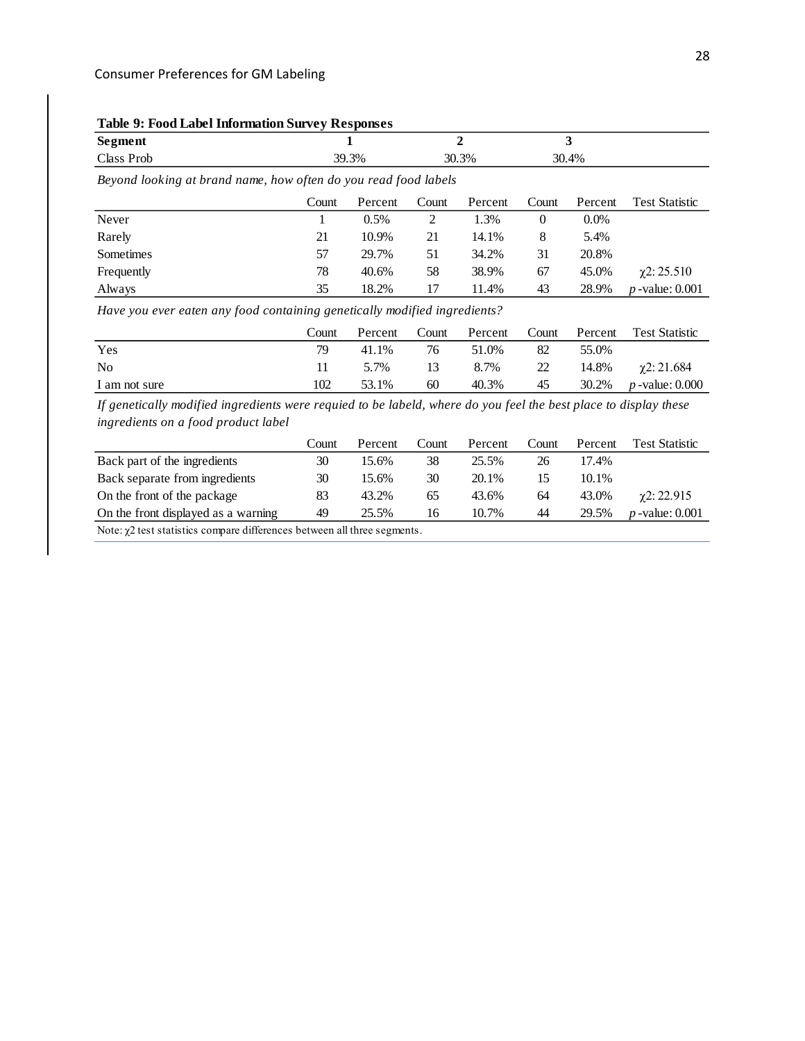**Table 9: Food Label Information Survey Responses**

| Segment | 1 | | 2 | | 3 | | |
|---|---|---|---|---|---|---|---|
| Class Prob | 39.3% | | 30.3% | | 30.4% | | |
| *Beyond looking at brand name, how often do you read food labels* | | | | | | | |
| | Count | Percent | Count | Percent | Count | Percent | Test Statistic |
| Never | 1 | 0.5% | 2 | 1.3% | 0 | 0.0% | |
| Rarely | 21 | 10.9% | 21 | 14.1% | 8 | 5.4% | |
| Sometimes | 57 | 29.7% | 51 | 34.2% | 31 | 20.8% | |
| Frequently | 78 | 40.6% | 58 | 38.9% | 67 | 45.0% | $\chi 2$: 25.510 |
| Always | 35 | 18.2% | 17 | 11.4% | 43 | 28.9% | $p$-value: 0.001 |
| *Have you ever eaten any food containing genetically modified ingredients?* | | | | | | | |
| | Count | Percent | Count | Percent | Count | Percent | Test Statistic |
| Yes | 79 | 41.1% | 76 | 51.0% | 82 | 55.0% | |
| No | 11 | 5.7% | 13 | 8.7% | 22 | 14.8% | $\chi 2$: 21.684 |
| I am not sure | 102 | 53.1% | 60 | 40.3% | 45 | 30.2% | $p$-value: 0.000 |
| *If genetically modified ingredients were requied to be labeld, where do you feel the best place to display these ingredients on a food product label* | | | | | | | |
| | Count | Percent | Count | Percent | Count | Percent | Test Statistic |
| Back part of the ingredients | 30 | 15.6% | 38 | 25.5% | 26 | 17.4% | |
| Back separate from ingredients | 30 | 15.6% | 30 | 20.1% | 15 | 10.1% | |
| On the front of the package | 83 | 43.2% | 65 | 43.6% | 64 | 43.0% | $\chi 2$: 22.915 |
| On the front displayed as a warning | 49 | 25.5% | 16 | 10.7% | 44 | 29.5% | $p$-value: 0.001 |

Note: $\chi 2$ test statistics compare differences between all three segments.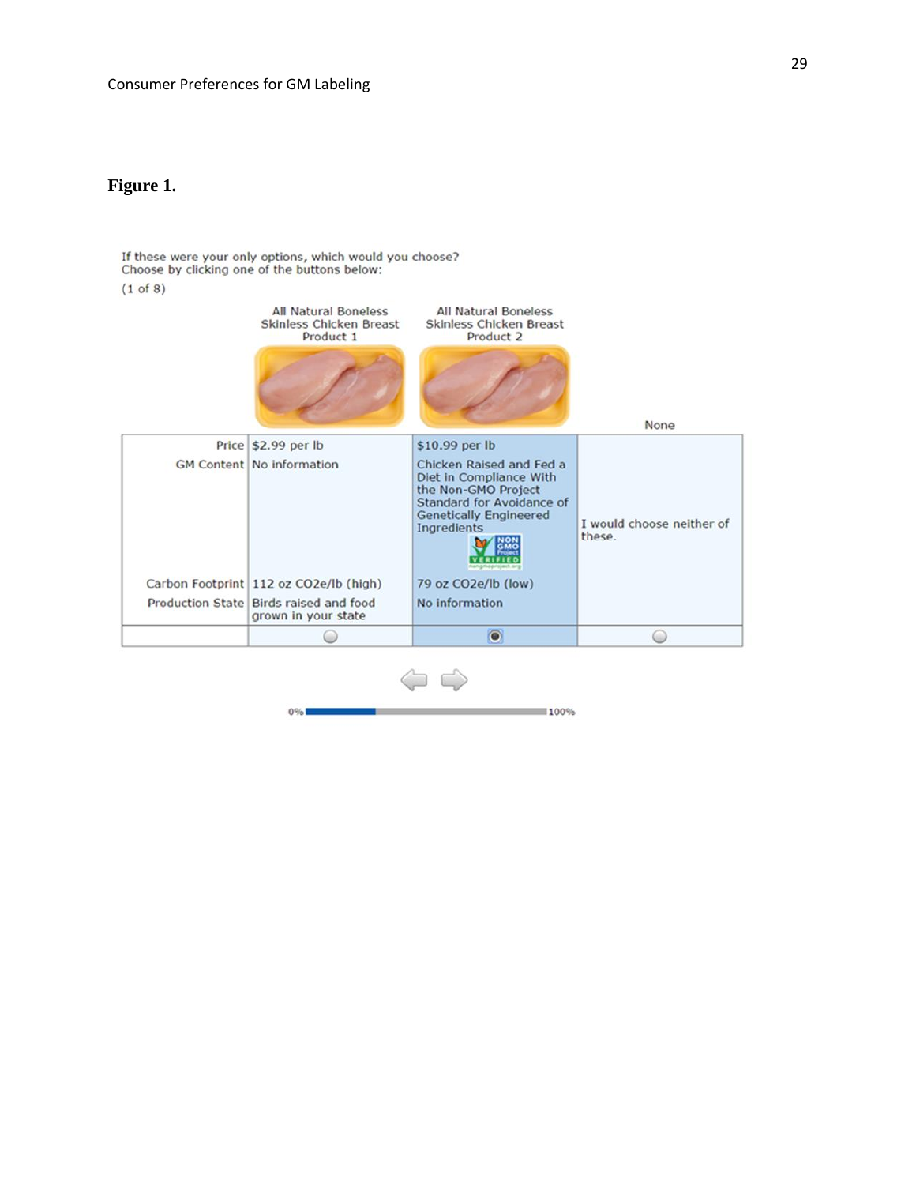**Figure 1.**

If these were your only options, which would you choose?
Choose by clicking one of the buttons below:
(1 of 8)

| | All Natural Boneless Skinless Chicken Breast Product 1 | All Natural Boneless Skinless Chicken Breast Product 2 | None |
|---|---|---|---|
| Price | $2.99 per lb | $10.99 per lb | I would choose neither of these. |
| GM Content | No information | Chicken Raised and Fed a Diet in Compliance With the Non-GMO Project Standard for Avoidance of Genetically Engineered Ingredients | |
| Carbon Footprint | 112 oz CO2e/lb (high) | 79 oz CO2e/lb (low) | |
| Production State | Birds raised and food grown in your state | No information | |

0% 100%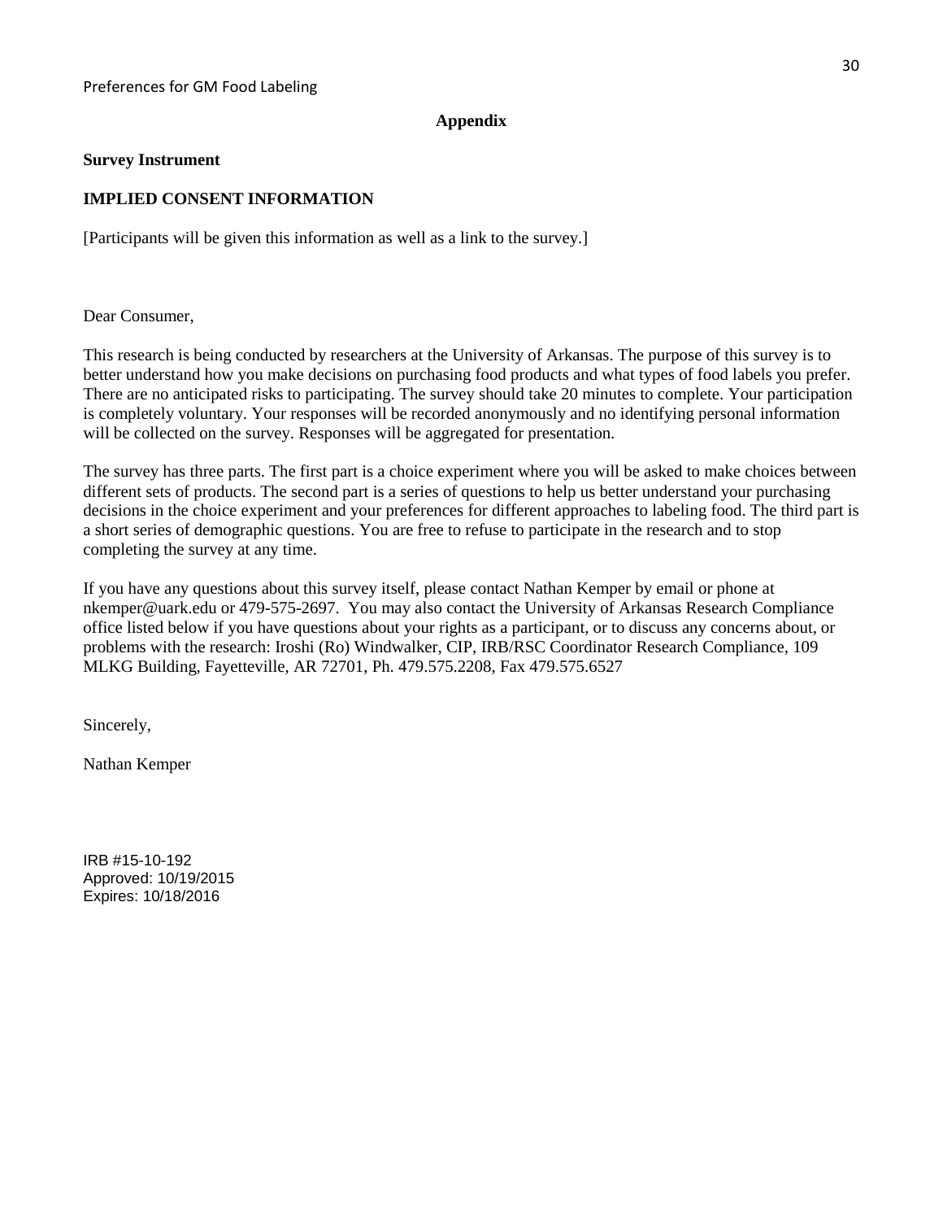## Appendix

**Survey Instrument**

**IMPLIED CONSENT INFORMATION**

[Participants will be given this information as well as a link to the survey.]

Dear Consumer,

This research is being conducted by researchers at the University of Arkansas. The purpose of this survey is to better understand how you make decisions on purchasing food products and what types of food labels you prefer. There are no anticipated risks to participating. The survey should take 20 minutes to complete. Your participation is completely voluntary. Your responses will be recorded anonymously and no identifying personal information will be collected on the survey. Responses will be aggregated for presentation.

The survey has three parts. The first part is a choice experiment where you will be asked to make choices between different sets of products. The second part is a series of questions to help us better understand your purchasing decisions in the choice experiment and your preferences for different approaches to labeling food. The third part is a short series of demographic questions. You are free to refuse to participate in the research and to stop completing the survey at any time.

If you have any questions about this survey itself, please contact Nathan Kemper by email or phone at nkemper@uark.edu or 479-575-2697. You may also contact the University of Arkansas Research Compliance office listed below if you have questions about your rights as a participant, or to discuss any concerns about, or problems with the research: Iroshi (Ro) Windwalker, CIP, IRB/RSC Coordinator Research Compliance, 109 MLKG Building, Fayetteville, AR 72701, Ph. 479.575.2208, Fax 479.575.6527

Sincerely,

Nathan Kemper

IRB #15-10-192
Approved: 10/19/2015
Expires: 10/18/2016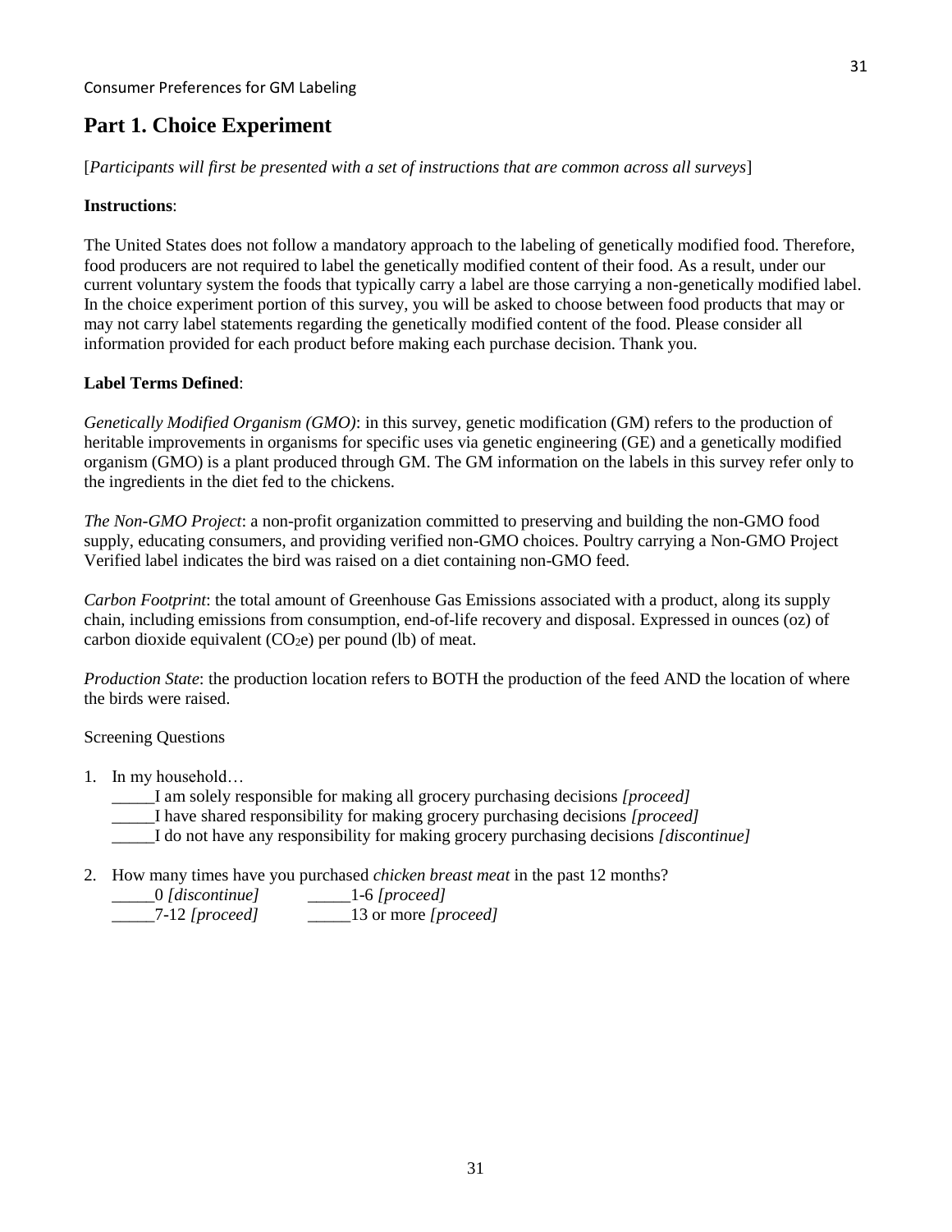## Part 1. Choice Experiment

[*Participants will first be presented with a set of instructions that are common across all surveys*]

**Instructions**:

The United States does not follow a mandatory approach to the labeling of genetically modified food. Therefore, food producers are not required to label the genetically modified content of their food. As a result, under our current voluntary system the foods that typically carry a label are those carrying a non-genetically modified label. In the choice experiment portion of this survey, you will be asked to choose between food products that may or may not carry label statements regarding the genetically modified content of the food. Please consider all information provided for each product before making each purchase decision. Thank you.

**Label Terms Defined**:

*Genetically Modified Organism (GMO)*: in this survey, genetic modification (GM) refers to the production of heritable improvements in organisms for specific uses via genetic engineering (GE) and a genetically modified organism (GMO) is a plant produced through GM. The GM information on the labels in this survey refer only to the ingredients in the diet fed to the chickens.

*The Non-GMO Project*: a non-profit organization committed to preserving and building the non-GMO food supply, educating consumers, and providing verified non-GMO choices. Poultry carrying a Non-GMO Project Verified label indicates the bird was raised on a diet containing non-GMO feed.

*Carbon Footprint*: the total amount of Greenhouse Gas Emissions associated with a product, along its supply chain, including emissions from consumption, end-of-life recovery and disposal. Expressed in ounces (oz) of carbon dioxide equivalent ($CO_2e$) per pound (lb) of meat.

*Production State*: the production location refers to BOTH the production of the feed AND the location of where the birds were raised.

Screening Questions

1. In my household…
   _____I am solely responsible for making all grocery purchasing decisions *[proceed]*
   _____I have shared responsibility for making grocery purchasing decisions *[proceed]*
   _____I do not have any responsibility for making grocery purchasing decisions *[discontinue]*

2. How many times have you purchased *chicken breast meat* in the past 12 months?
   _____0 *[discontinue]* _____1-6 *[proceed]*
   _____7-12 *[proceed]* _____13 or more *[proceed]*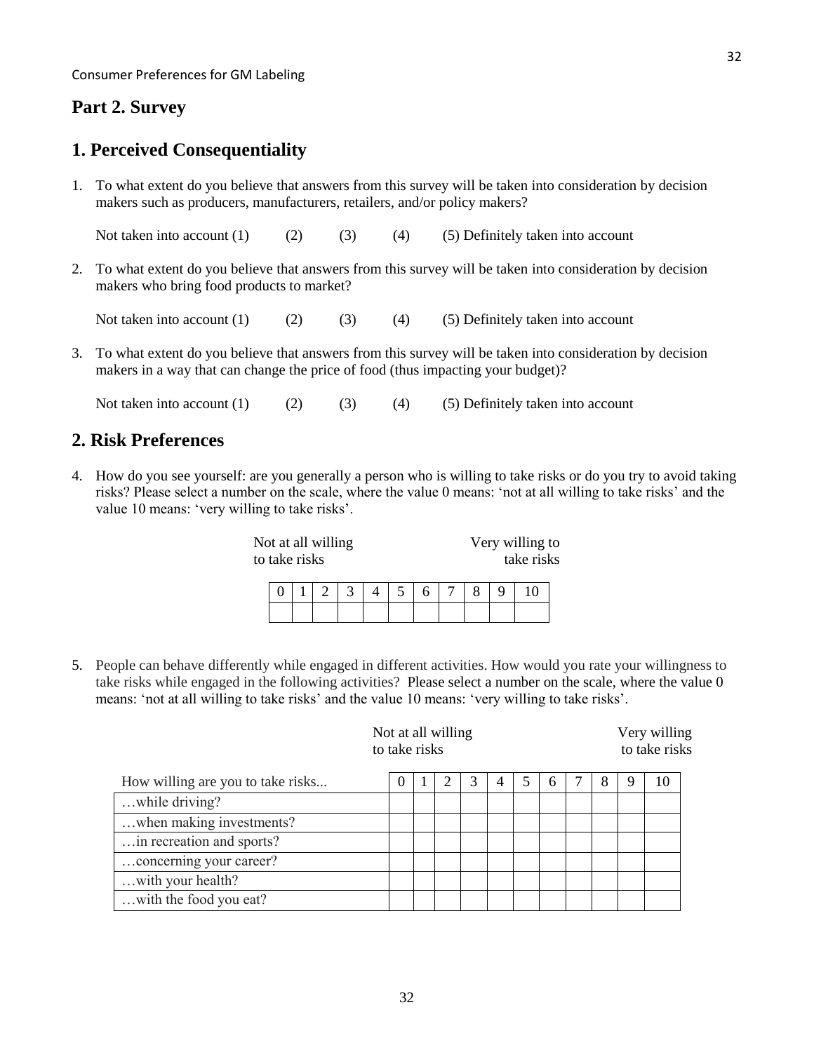## Part 2. Survey

## 1. Perceived Consequentiality

1. To what extent do you believe that answers from this survey will be taken into consideration by decision makers such as producers, manufacturers, retailers, and/or policy makers?

   Not taken into account (1) (2) (3) (4) (5) Definitely taken into account

2. To what extent do you believe that answers from this survey will be taken into consideration by decision makers who bring food products to market?

   Not taken into account (1) (2) (3) (4) (5) Definitely taken into account

3. To what extent do you believe that answers from this survey will be taken into consideration by decision makers in a way that can change the price of food (thus impacting your budget)?

   Not taken into account (1) (2) (3) (4) (5) Definitely taken into account

## 2. Risk Preferences

4. How do you see yourself: are you generally a person who is willing to take risks or do you try to avoid taking risks? Please select a number on the scale, where the value 0 means: 'not at all willing to take risks' and the value 10 means: 'very willing to take risks'.

   Not at all willing to take risks — Very willing to take risks

| 0 | 1 | 2 | 3 | 4 | 5 | 6 | 7 | 8 | 9 | 10 |
|---|---|---|---|---|---|---|---|---|---|---|
| | | | | | | | | | | |

5. People can behave differently while engaged in different activities. How would you rate your willingness to take risks while engaged in the following activities? Please select a number on the scale, where the value 0 means: 'not at all willing to take risks' and the value 10 means: 'very willing to take risks'.

   Not at all willing to take risks — Very willing to take risks

| How willing are you to take risks... | 0 | 1 | 2 | 3 | 4 | 5 | 6 | 7 | 8 | 9 | 10 |
|---|---|---|---|---|---|---|---|---|---|---|---|
| …while driving? | | | | | | | | | | | |
| …when making investments? | | | | | | | | | | | |
| …in recreation and sports? | | | | | | | | | | | |
| …concerning your career? | | | | | | | | | | | |
| …with your health? | | | | | | | | | | | |
| …with the food you eat? | | | | | | | | | | | |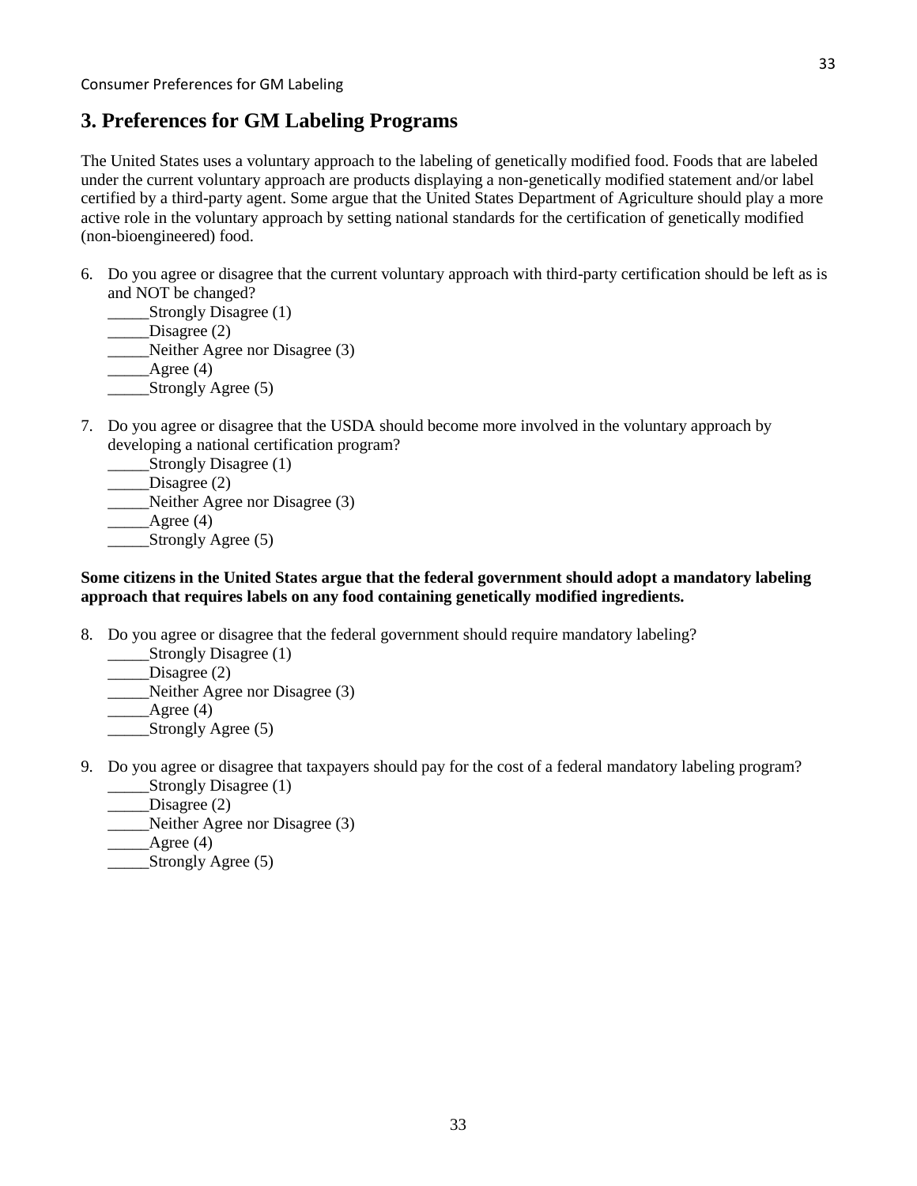## 3. Preferences for GM Labeling Programs

The United States uses a voluntary approach to the labeling of genetically modified food. Foods that are labeled under the current voluntary approach are products displaying a non-genetically modified statement and/or label certified by a third-party agent. Some argue that the United States Department of Agriculture should play a more active role in the voluntary approach by setting national standards for the certification of genetically modified (non-bioengineered) food.

6. Do you agree or disagree that the current voluntary approach with third-party certification should be left as is and NOT be changed?
   _____Strongly Disagree (1)
   _____Disagree (2)
   _____Neither Agree nor Disagree (3)
   _____Agree (4)
   _____Strongly Agree (5)

7. Do you agree or disagree that the USDA should become more involved in the voluntary approach by developing a national certification program?
   _____Strongly Disagree (1)
   _____Disagree (2)
   _____Neither Agree nor Disagree (3)
   _____Agree (4)
   _____Strongly Agree (5)

**Some citizens in the United States argue that the federal government should adopt a mandatory labeling approach that requires labels on any food containing genetically modified ingredients.**

8. Do you agree or disagree that the federal government should require mandatory labeling?
   _____Strongly Disagree (1)
   _____Disagree (2)
   _____Neither Agree nor Disagree (3)
   _____Agree (4)
   _____Strongly Agree (5)

9. Do you agree or disagree that taxpayers should pay for the cost of a federal mandatory labeling program?
   _____Strongly Disagree (1)
   _____Disagree (2)
   _____Neither Agree nor Disagree (3)
   _____Agree (4)
   _____Strongly Agree (5)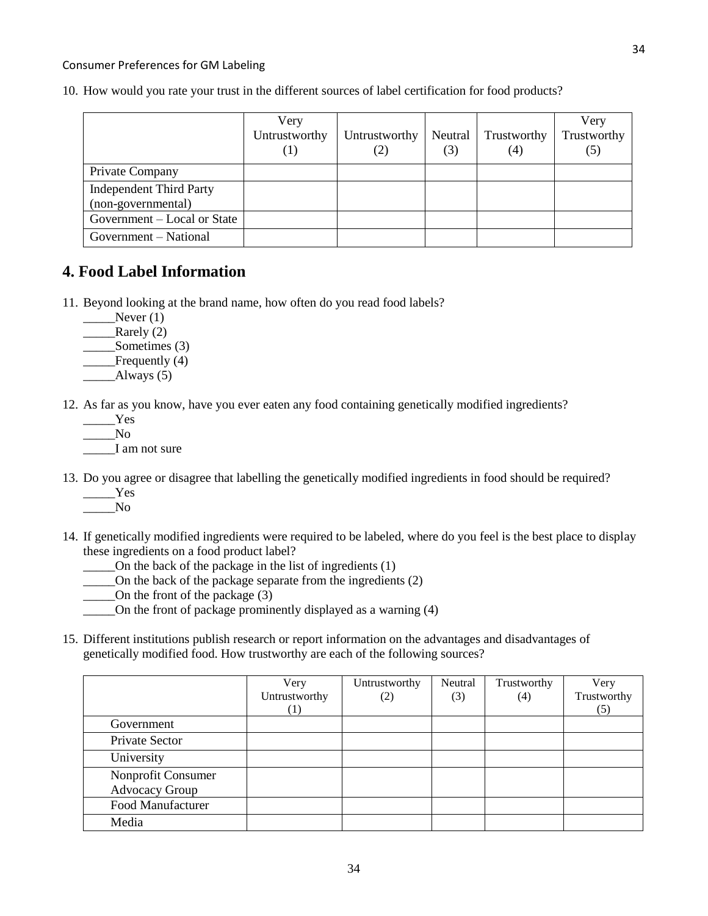10. How would you rate your trust in the different sources of label certification for food products?

| | Very Untrustworthy (1) | Untrustworthy (2) | Neutral (3) | Trustworthy (4) | Very Trustworthy (5) |
|---|---|---|---|---|---|
| Private Company | | | | | |
| Independent Third Party (non-governmental) | | | | | |
| Government – Local or State | | | | | |
| Government – National | | | | | |

## 4. Food Label Information

11. Beyond looking at the brand name, how often do you read food labels?
    _____Never (1)
    _____Rarely (2)
    _____Sometimes (3)
    _____Frequently (4)
    _____Always (5)

12. As far as you know, have you ever eaten any food containing genetically modified ingredients?
    _____Yes
    _____No
    _____I am not sure

13. Do you agree or disagree that labelling the genetically modified ingredients in food should be required?
    _____Yes
    _____No

14. If genetically modified ingredients were required to be labeled, where do you feel is the best place to display these ingredients on a food product label?
    _____On the back of the package in the list of ingredients (1)
    _____On the back of the package separate from the ingredients (2)
    _____On the front of the package (3)
    _____On the front of package prominently displayed as a warning (4)

15. Different institutions publish research or report information on the advantages and disadvantages of genetically modified food. How trustworthy are each of the following sources?

| | Very Untrustworthy (1) | Untrustworthy (2) | Neutral (3) | Trustworthy (4) | Very Trustworthy (5) |
|---|---|---|---|---|---|
| Government | | | | | |
| Private Sector | | | | | |
| University | | | | | |
| Nonprofit Consumer Advocacy Group | | | | | |
| Food Manufacturer | | | | | |
| Media | | | | | |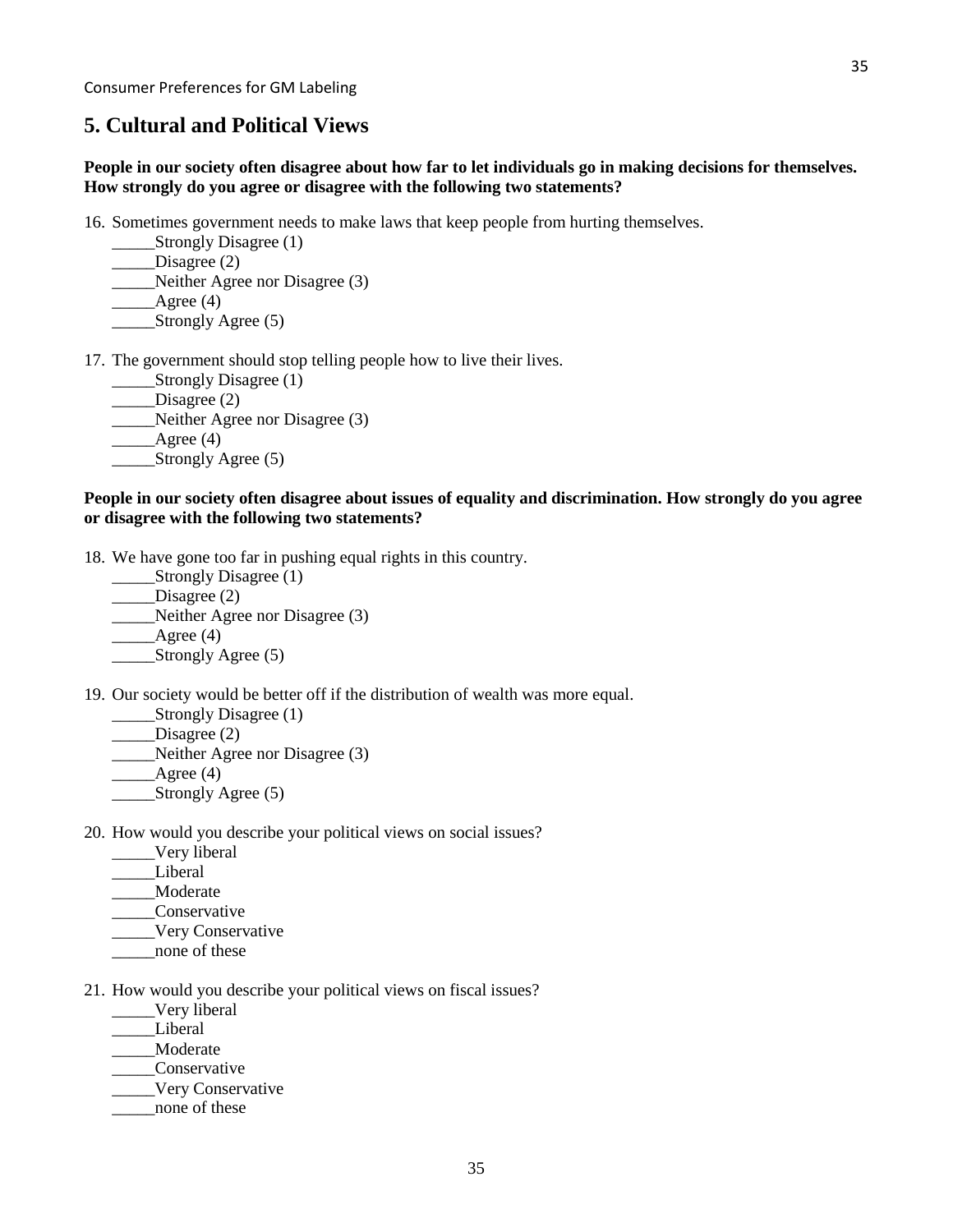## 5. Cultural and Political Views

**People in our society often disagree about how far to let individuals go in making decisions for themselves. How strongly do you agree or disagree with the following two statements?**

16. Sometimes government needs to make laws that keep people from hurting themselves.
    _____Strongly Disagree (1)
    _____Disagree (2)
    _____Neither Agree nor Disagree (3)
    _____Agree (4)
    _____Strongly Agree (5)

17. The government should stop telling people how to live their lives.
    _____Strongly Disagree (1)
    _____Disagree (2)
    _____Neither Agree nor Disagree (3)
    _____Agree (4)
    _____Strongly Agree (5)

**People in our society often disagree about issues of equality and discrimination. How strongly do you agree or disagree with the following two statements?**

18. We have gone too far in pushing equal rights in this country.
    _____Strongly Disagree (1)
    _____Disagree (2)
    _____Neither Agree nor Disagree (3)
    _____Agree (4)
    _____Strongly Agree (5)

19. Our society would be better off if the distribution of wealth was more equal.
    _____Strongly Disagree (1)
    _____Disagree (2)
    _____Neither Agree nor Disagree (3)
    _____Agree (4)
    _____Strongly Agree (5)

20. How would you describe your political views on social issues?
    _____Very liberal
    _____Liberal
    _____Moderate
    _____Conservative
    _____Very Conservative
    _____none of these

21. How would you describe your political views on fiscal issues?
    _____Very liberal
    _____Liberal
    _____Moderate
    _____Conservative
    _____Very Conservative
    _____none of these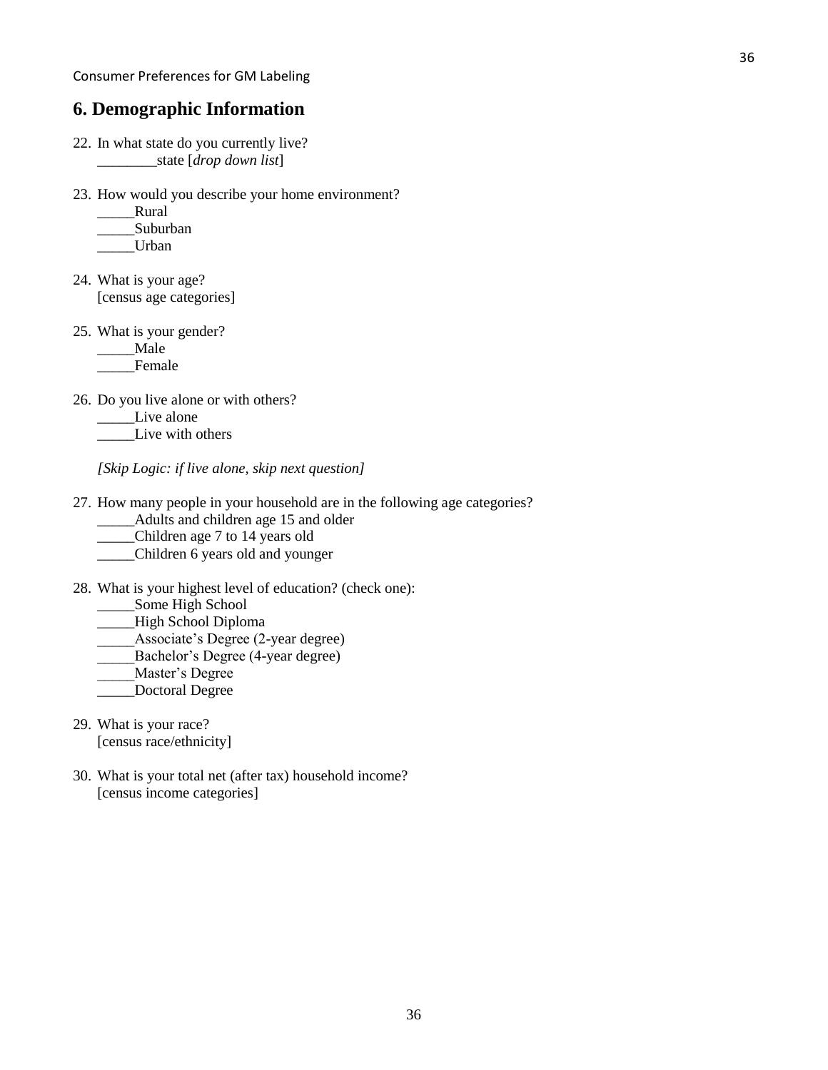## 6. Demographic Information

22. In what state do you currently live?
    ________state [*drop down list*]

23. How would you describe your home environment?
    _____Rural
    _____Suburban
    _____Urban

24. What is your age?
    [census age categories]

25. What is your gender?
    _____Male
    _____Female

26. Do you live alone or with others?
    _____Live alone
    _____Live with others

    *[Skip Logic: if live alone, skip next question]*

27. How many people in your household are in the following age categories?
    _____Adults and children age 15 and older
    _____Children age 7 to 14 years old
    _____Children 6 years old and younger

28. What is your highest level of education? (check one):
    _____Some High School
    _____High School Diploma
    _____Associate's Degree (2-year degree)
    _____Bachelor's Degree (4-year degree)
    _____Master's Degree
    _____Doctoral Degree

29. What is your race?
    [census race/ethnicity]

30. What is your total net (after tax) household income?
    [census income categories]